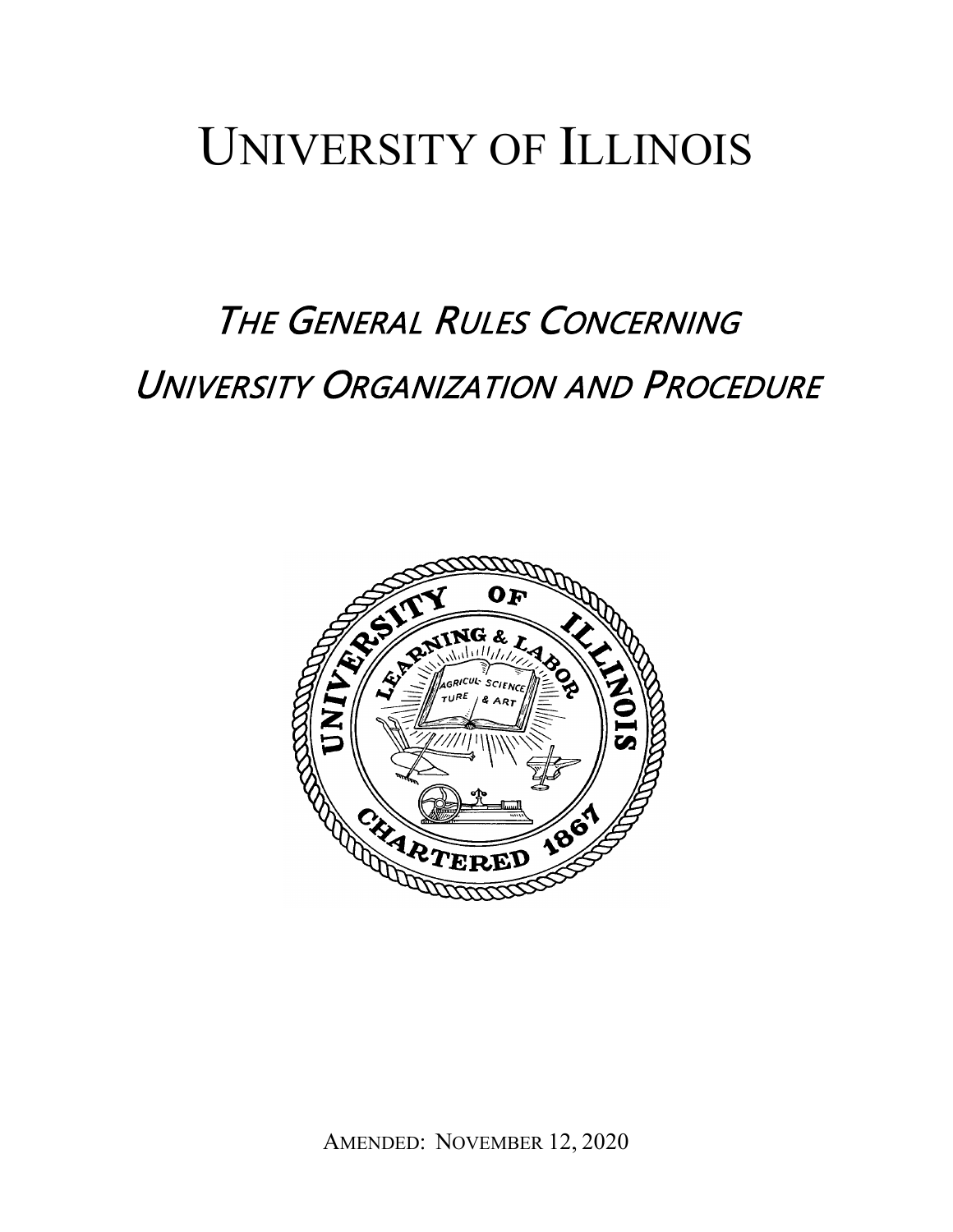# UNIVERSITY OF ILLINOIS

## THE GENERAL RULES CONCERNING UNIVERSITY ORGANIZATION AND PROCEDURE

AMENDED: NOVEMBER 12, 2020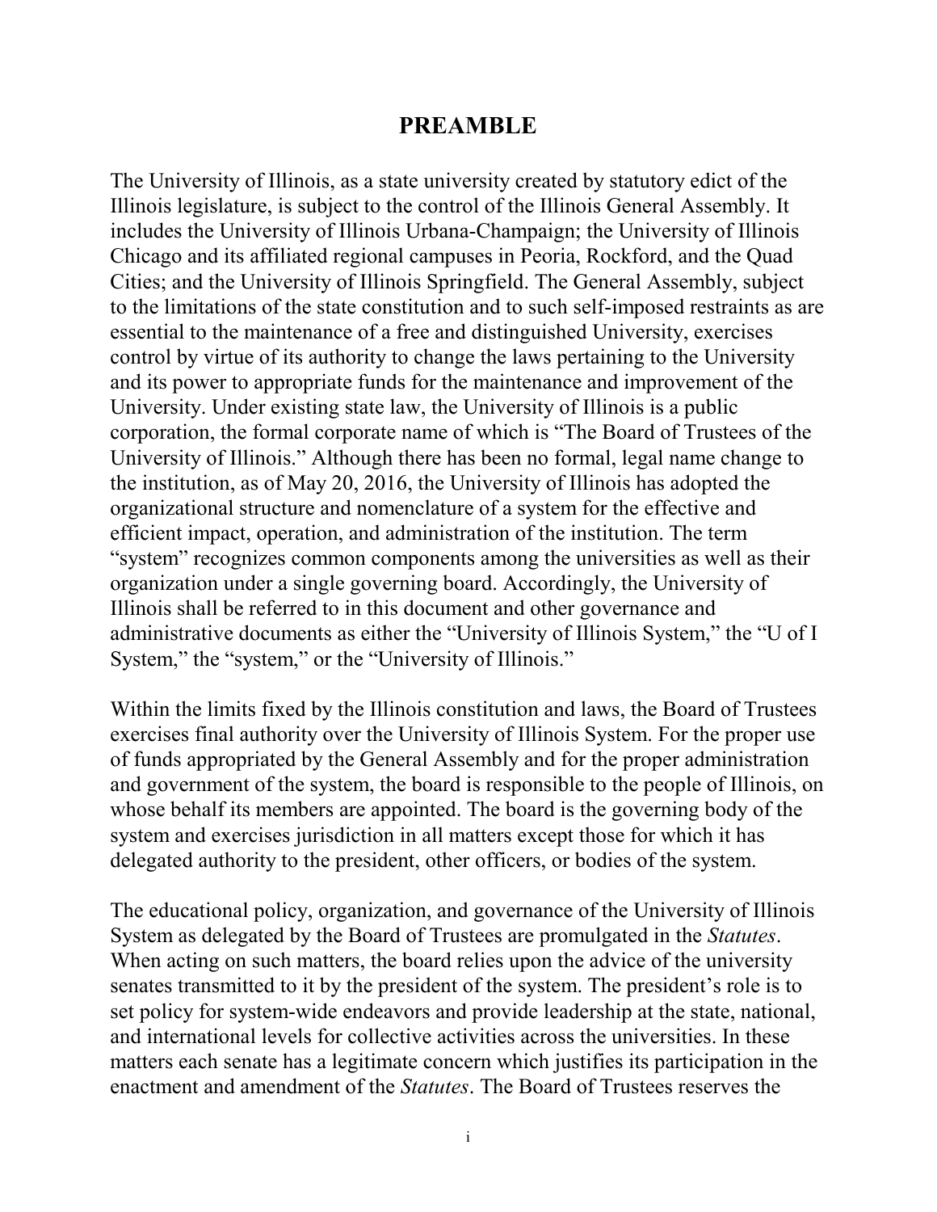# PREAMBLE

The University of Illinois, as a state university created by statutory edict of the Illinois legislature, is subject to the control of the Illinois General Assembly. It includes the University of Illinois Urbana-Champaign; the University of Illinois Chicago and its affiliated regional campuses in Peoria, Rockford, and the Quad Cities; and the University of Illinois Springfield. The General Assembly, subject to the limitations of the state constitution and to such self-imposed restraints as are essential to the maintenance of a free and distinguished University, exercises control by virtue of its authority to change the laws pertaining to the University and its power to appropriate funds for the maintenance and improvement of the University. Under existing state law, the University of Illinois is a public corporation, the formal corporate name of which is "The Board of Trustees of the University of Illinois." Although there has been no formal, legal name change to the institution, as of May 20, 2016, the University of Illinois has adopted the organizational structure and nomenclature of a system for the effective and efficient impact, operation, and administration of the institution. The term "system" recognizes common components among the universities as well as their organization under a single governing board. Accordingly, the University of Illinois shall be referred to in this document and other governance and administrative documents as either the "University of Illinois System," the "U of I System," the "system," or the "University of Illinois."

Within the limits fixed by the Illinois constitution and laws, the Board of Trustees exercises final authority over the University of Illinois System. For the proper use of funds appropriated by the General Assembly and for the proper administration and government of the system, the board is responsible to the people of Illinois, on whose behalf its members are appointed. The board is the governing body of the system and exercises jurisdiction in all matters except those for which it has delegated authority to the president, other officers, or bodies of the system.

The educational policy, organization, and governance of the University of Illinois System as delegated by the Board of Trustees are promulgated in the *Statutes*. When acting on such matters, the board relies upon the advice of the university senates transmitted to it by the president of the system. The president's role is to set policy for system-wide endeavors and provide leadership at the state, national, and international levels for collective activities across the universities. In these matters each senate has a legitimate concern which justifies its participation in the enactment and amendment of the *Statutes*. The Board of Trustees reserves the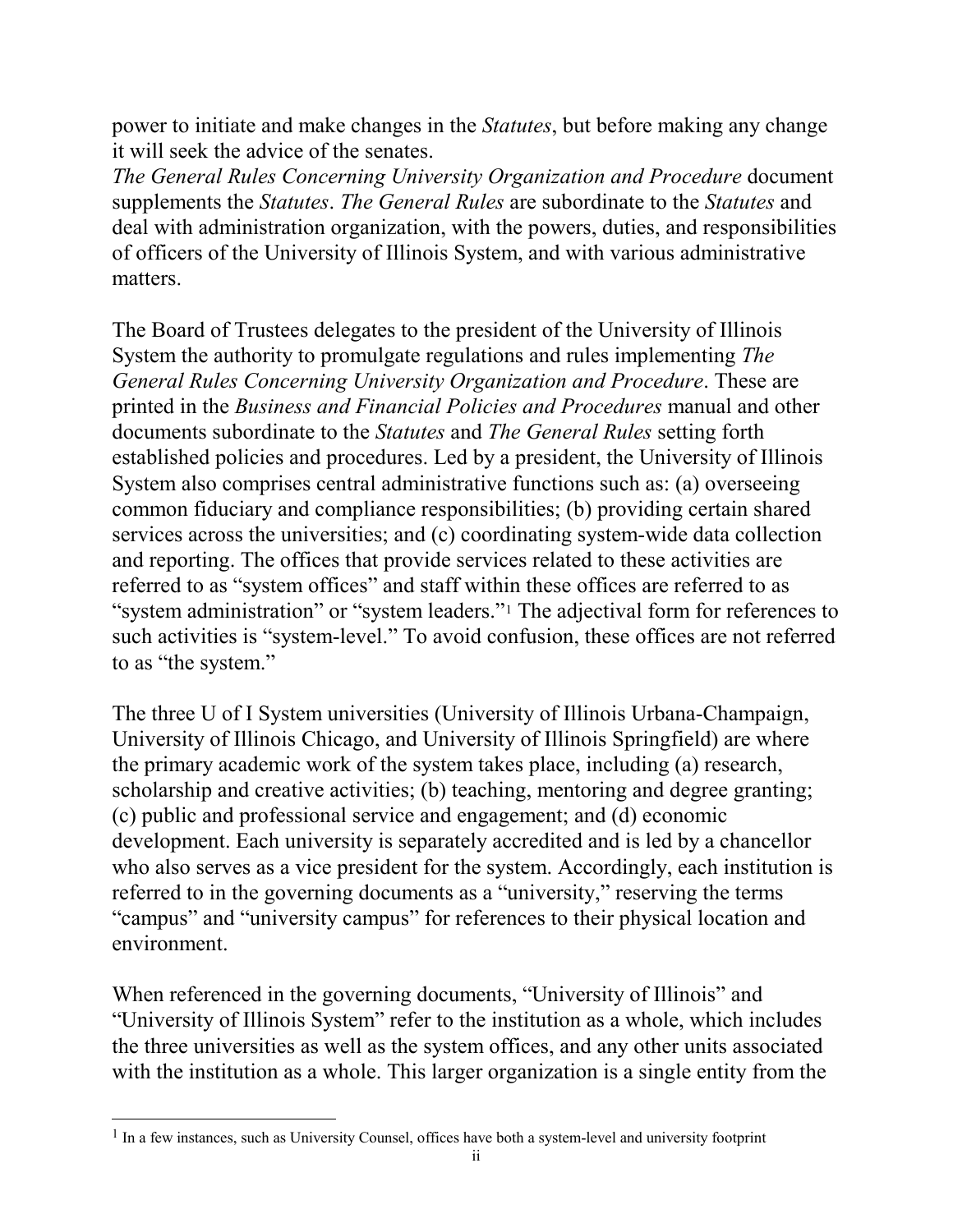power to initiate and make changes in the *Statutes*, but before making any change it will seek the advice of the senates.

*The General Rules Concerning University Organization and Procedure* document supplements the *Statutes*. *The General Rules* are subordinate to the *Statutes* and deal with administration organization, with the powers, duties, and responsibilities of officers of the University of Illinois System, and with various administrative matters.

The Board of Trustees delegates to the president of the University of Illinois System the authority to promulgate regulations and rules implementing *The General Rules Concerning University Organization and Procedure*. These are printed in the *Business and Financial Policies and Procedures* manual and other documents subordinate to the *Statutes* and *The General Rules* setting forth established policies and procedures. Led by a president, the University of Illinois System also comprises central administrative functions such as: (a) overseeing common fiduciary and compliance responsibilities; (b) providing certain shared services across the universities; and (c) coordinating system-wide data collection and reporting. The offices that provide services related to these activities are referred to as "system offices" and staff within these offices are referred to as "system administration" or "system leaders."[1] The adjectival form for references to such activities is "system-level." To avoid confusion, these offices are not referred to as "the system."

The three U of I System universities (University of Illinois Urbana-Champaign, University of Illinois Chicago, and University of Illinois Springfield) are where the primary academic work of the system takes place, including (a) research, scholarship and creative activities; (b) teaching, mentoring and degree granting; (c) public and professional service and engagement; and (d) economic development. Each university is separately accredited and is led by a chancellor who also serves as a vice president for the system. Accordingly, each institution is referred to in the governing documents as a "university," reserving the terms "campus" and "university campus" for references to their physical location and environment.

When referenced in the governing documents, "University of Illinois" and "University of Illinois System" refer to the institution as a whole, which includes the three universities as well as the system offices, and any other units associated with the institution as a whole. This larger organization is a single entity from the

[1] In a few instances, such as University Counsel, offices have both a system-level and university footprint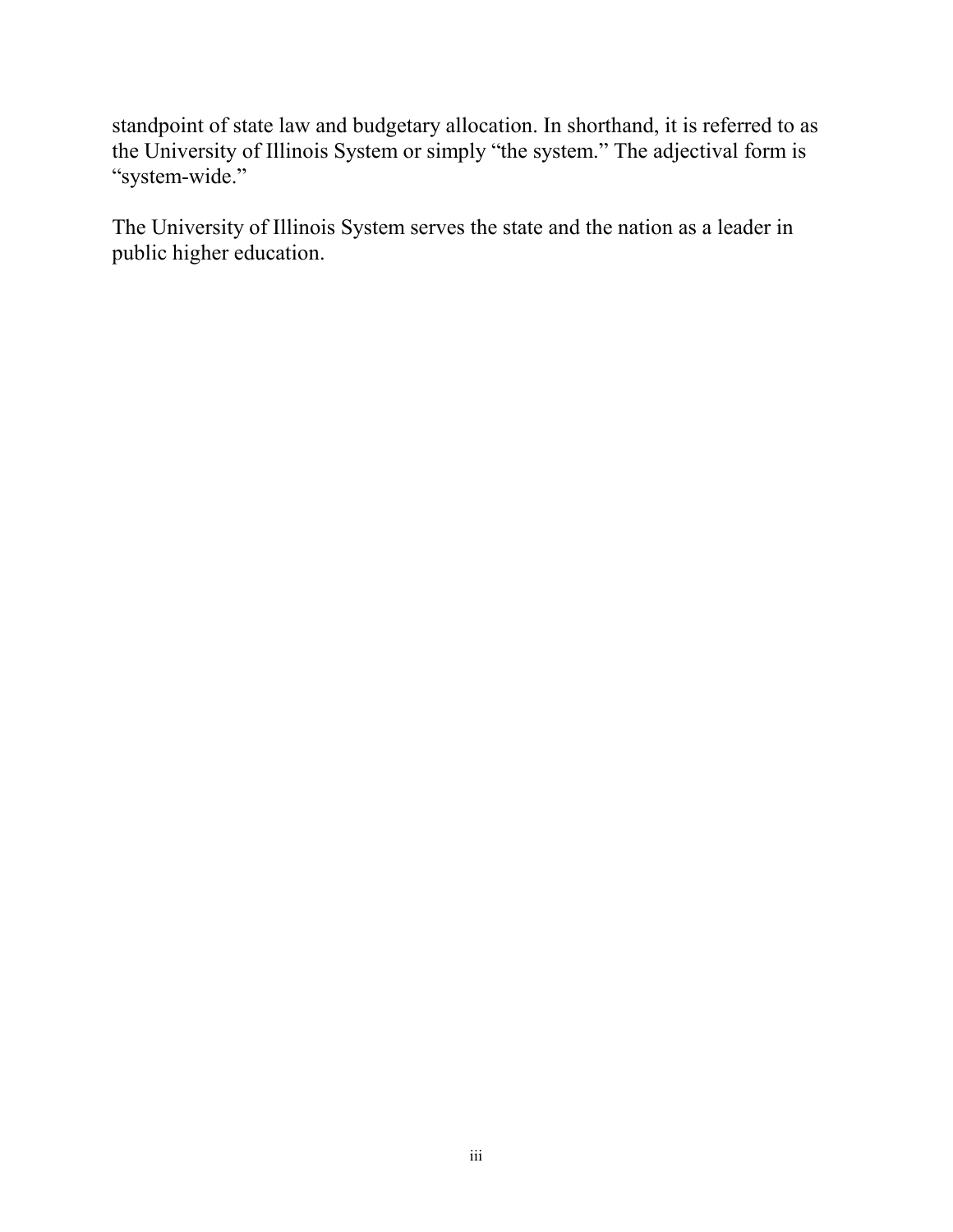standpoint of state law and budgetary allocation. In shorthand, it is referred to as the University of Illinois System or simply "the system." The adjectival form is "system-wide."

The University of Illinois System serves the state and the nation as a leader in public higher education.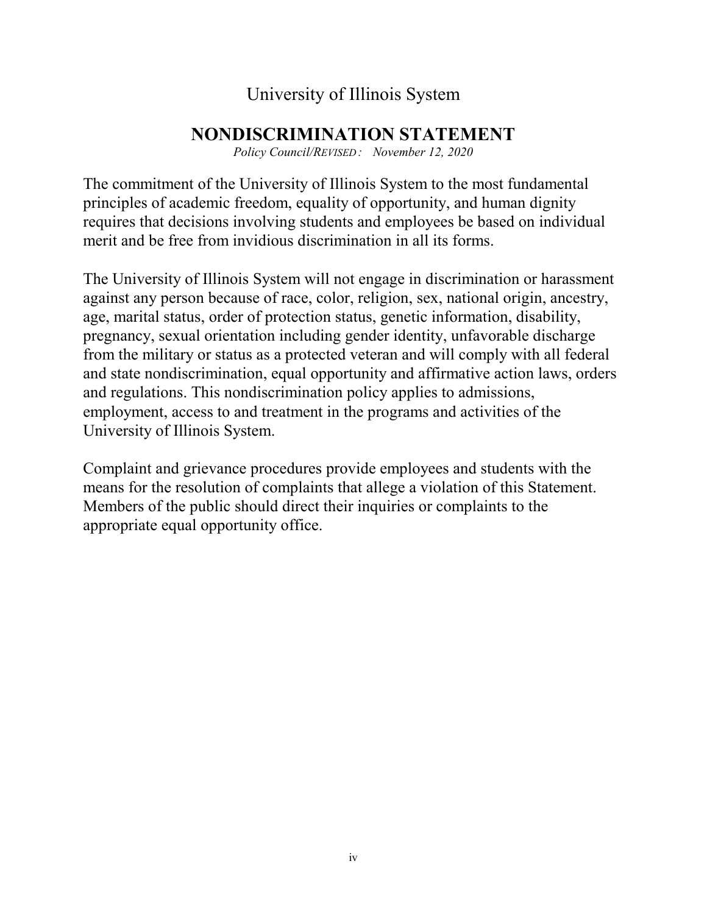University of Illinois System

# NONDISCRIMINATION STATEMENT

*Policy Council/REVISED : November 12, 2020*

The commitment of the University of Illinois System to the most fundamental principles of academic freedom, equality of opportunity, and human dignity requires that decisions involving students and employees be based on individual merit and be free from invidious discrimination in all its forms.

The University of Illinois System will not engage in discrimination or harassment against any person because of race, color, religion, sex, national origin, ancestry, age, marital status, order of protection status, genetic information, disability, pregnancy, sexual orientation including gender identity, unfavorable discharge from the military or status as a protected veteran and will comply with all federal and state nondiscrimination, equal opportunity and affirmative action laws, orders and regulations. This nondiscrimination policy applies to admissions, employment, access to and treatment in the programs and activities of the University of Illinois System.

Complaint and grievance procedures provide employees and students with the means for the resolution of complaints that allege a violation of this Statement. Members of the public should direct their inquiries or complaints to the appropriate equal opportunity office.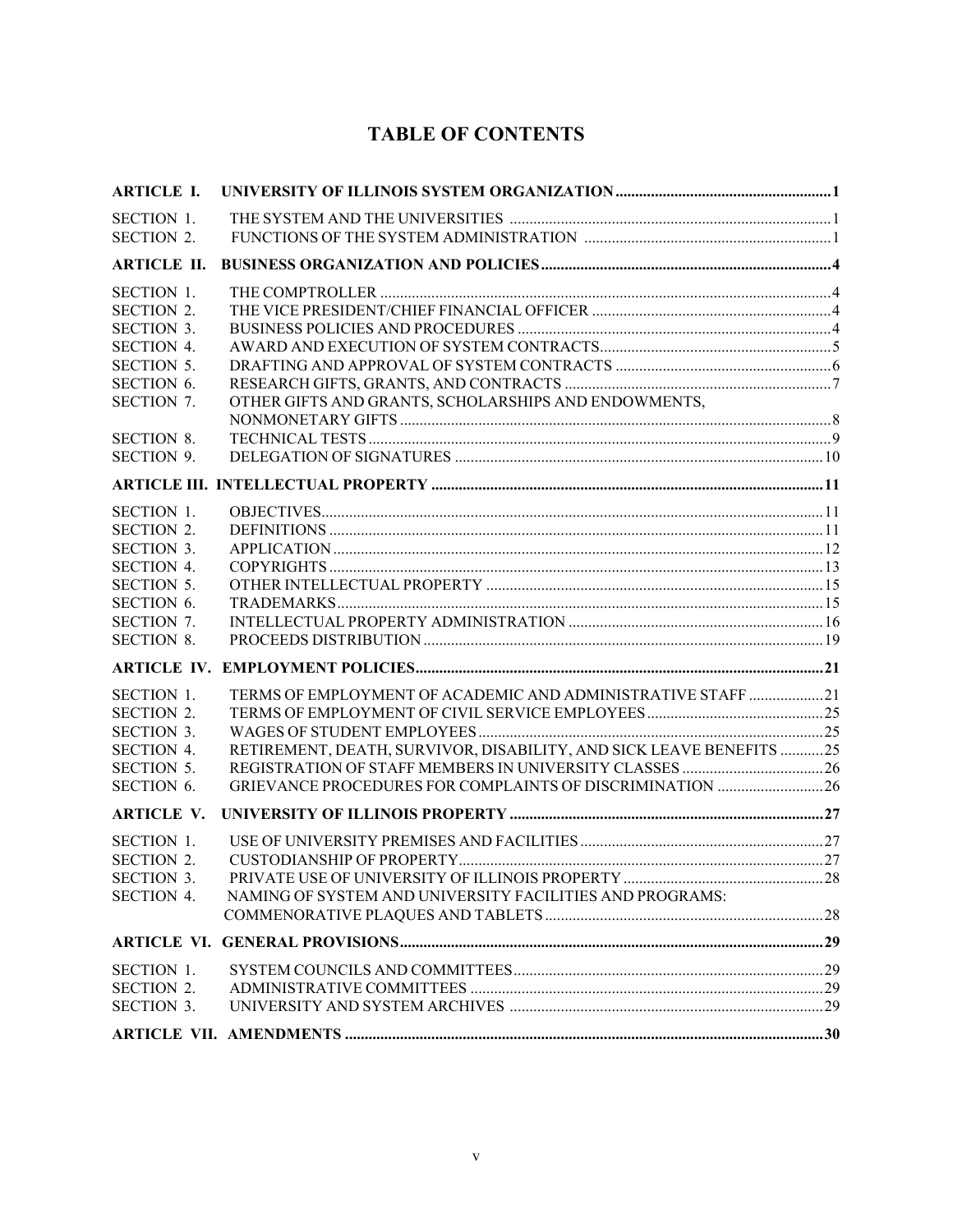# TABLE OF CONTENTS

| | | |
|---|---|---|
| **ARTICLE I.** | **UNIVERSITY OF ILLINOIS SYSTEM ORGANIZATION** | **1** |
| SECTION 1. | THE SYSTEM AND THE UNIVERSITIES | 1 |
| SECTION 2. | FUNCTIONS OF THE SYSTEM ADMINISTRATION | 1 |
| **ARTICLE II.** | **BUSINESS ORGANIZATION AND POLICIES** | **4** |
| SECTION 1. | THE COMPTROLLER | 4 |
| SECTION 2. | THE VICE PRESIDENT/CHIEF FINANCIAL OFFICER | 4 |
| SECTION 3. | BUSINESS POLICIES AND PROCEDURES | 4 |
| SECTION 4. | AWARD AND EXECUTION OF SYSTEM CONTRACTS | 5 |
| SECTION 5. | DRAFTING AND APPROVAL OF SYSTEM CONTRACTS | 6 |
| SECTION 6. | RESEARCH GIFTS, GRANTS, AND CONTRACTS | 7 |
| SECTION 7. | OTHER GIFTS AND GRANTS, SCHOLARSHIPS AND ENDOWMENTS, NONMONETARY GIFTS | 8 |
| SECTION 8. | TECHNICAL TESTS | 9 |
| SECTION 9. | DELEGATION OF SIGNATURES | 10 |
| **ARTICLE III.** | **INTELLECTUAL PROPERTY** | **11** |
| SECTION 1. | OBJECTIVES | 11 |
| SECTION 2. | DEFINITIONS | 11 |
| SECTION 3. | APPLICATION | 12 |
| SECTION 4. | COPYRIGHTS | 13 |
| SECTION 5. | OTHER INTELLECTUAL PROPERTY | 15 |
| SECTION 6. | TRADEMARKS | 15 |
| SECTION 7. | INTELLECTUAL PROPERTY ADMINISTRATION | 16 |
| SECTION 8. | PROCEEDS DISTRIBUTION | 19 |
| **ARTICLE IV.** | **EMPLOYMENT POLICIES** | **21** |
| SECTION 1. | TERMS OF EMPLOYMENT OF ACADEMIC AND ADMINISTRATIVE STAFF | 21 |
| SECTION 2. | TERMS OF EMPLOYMENT OF CIVIL SERVICE EMPLOYEES | 25 |
| SECTION 3. | WAGES OF STUDENT EMPLOYEES | 25 |
| SECTION 4. | RETIREMENT, DEATH, SURVIVOR, DISABILITY, AND SICK LEAVE BENEFITS | 25 |
| SECTION 5. | REGISTRATION OF STAFF MEMBERS IN UNIVERSITY CLASSES | 26 |
| SECTION 6. | GRIEVANCE PROCEDURES FOR COMPLAINTS OF DISCRIMINATION | 26 |
| **ARTICLE V.** | **UNIVERSITY OF ILLINOIS PROPERTY** | **27** |
| SECTION 1. | USE OF UNIVERSITY PREMISES AND FACILITIES | 27 |
| SECTION 2. | CUSTODIANSHIP OF PROPERTY | 27 |
| SECTION 3. | PRIVATE USE OF UNIVERSITY OF ILLINOIS PROPERTY | 28 |
| SECTION 4. | NAMING OF SYSTEM AND UNIVERSITY FACILITIES AND PROGRAMS: COMMENORATIVE PLAQUES AND TABLETS | 28 |
| **ARTICLE VI.** | **GENERAL PROVISIONS** | **29** |
| SECTION 1. | SYSTEM COUNCILS AND COMMITTEES | 29 |
| SECTION 2. | ADMINISTRATIVE COMMITTEES | 29 |
| SECTION 3. | UNIVERSITY AND SYSTEM ARCHIVES | 29 |
| **ARTICLE VII.** | **AMENDMENTS** | **30** |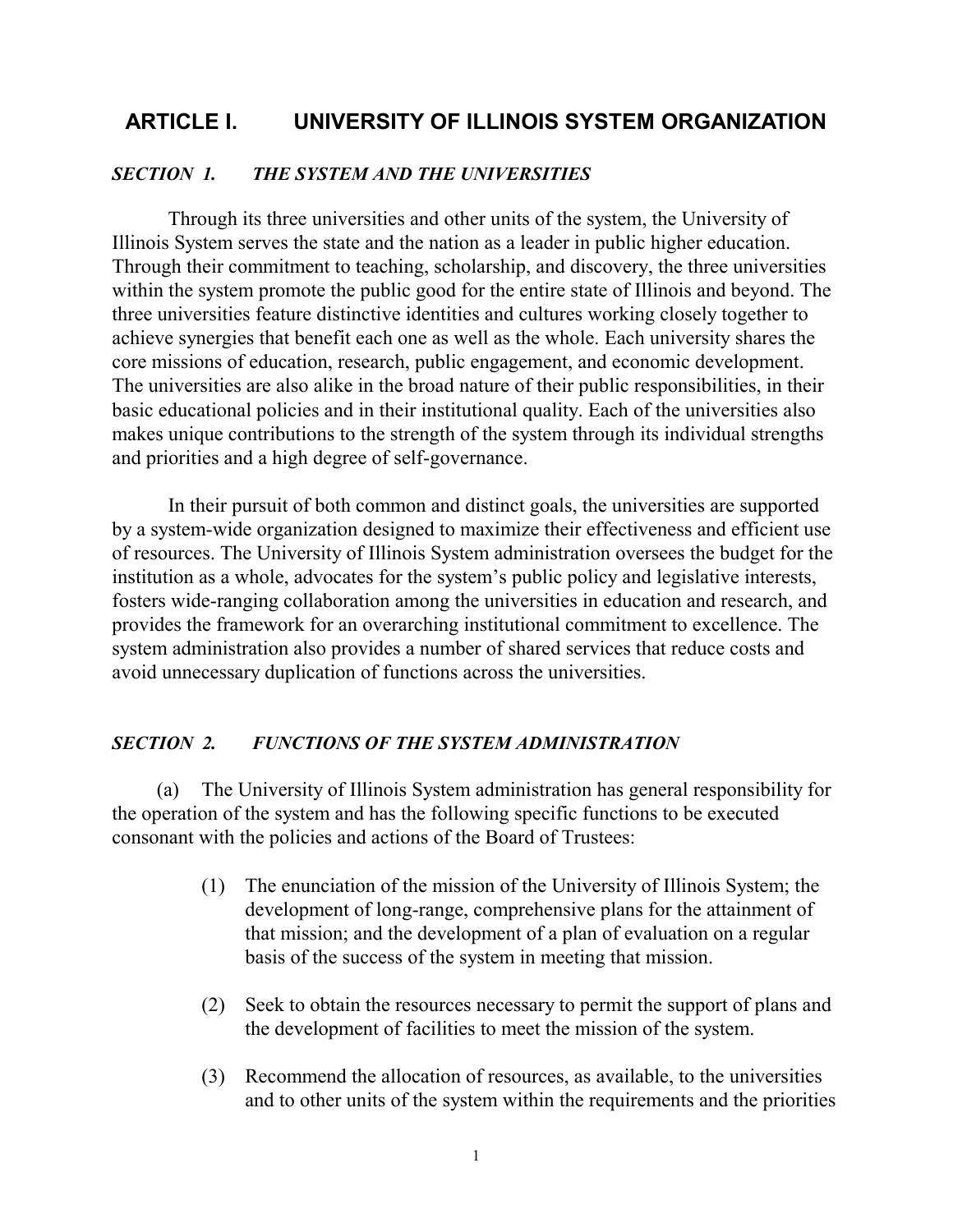# ARTICLE I. UNIVERSITY OF ILLINOIS SYSTEM ORGANIZATION

## *SECTION 1. THE SYSTEM AND THE UNIVERSITIES*

Through its three universities and other units of the system, the University of Illinois System serves the state and the nation as a leader in public higher education. Through their commitment to teaching, scholarship, and discovery, the three universities within the system promote the public good for the entire state of Illinois and beyond. The three universities feature distinctive identities and cultures working closely together to achieve synergies that benefit each one as well as the whole. Each university shares the core missions of education, research, public engagement, and economic development. The universities are also alike in the broad nature of their public responsibilities, in their basic educational policies and in their institutional quality. Each of the universities also makes unique contributions to the strength of the system through its individual strengths and priorities and a high degree of self-governance.

In their pursuit of both common and distinct goals, the universities are supported by a system-wide organization designed to maximize their effectiveness and efficient use of resources. The University of Illinois System administration oversees the budget for the institution as a whole, advocates for the system's public policy and legislative interests, fosters wide-ranging collaboration among the universities in education and research, and provides the framework for an overarching institutional commitment to excellence. The system administration also provides a number of shared services that reduce costs and avoid unnecessary duplication of functions across the universities.

## *SECTION 2. FUNCTIONS OF THE SYSTEM ADMINISTRATION*

(a) The University of Illinois System administration has general responsibility for the operation of the system and has the following specific functions to be executed consonant with the policies and actions of the Board of Trustees:

(1) The enunciation of the mission of the University of Illinois System; the development of long-range, comprehensive plans for the attainment of that mission; and the development of a plan of evaluation on a regular basis of the success of the system in meeting that mission.

(2) Seek to obtain the resources necessary to permit the support of plans and the development of facilities to meet the mission of the system.

(3) Recommend the allocation of resources, as available, to the universities and to other units of the system within the requirements and the priorities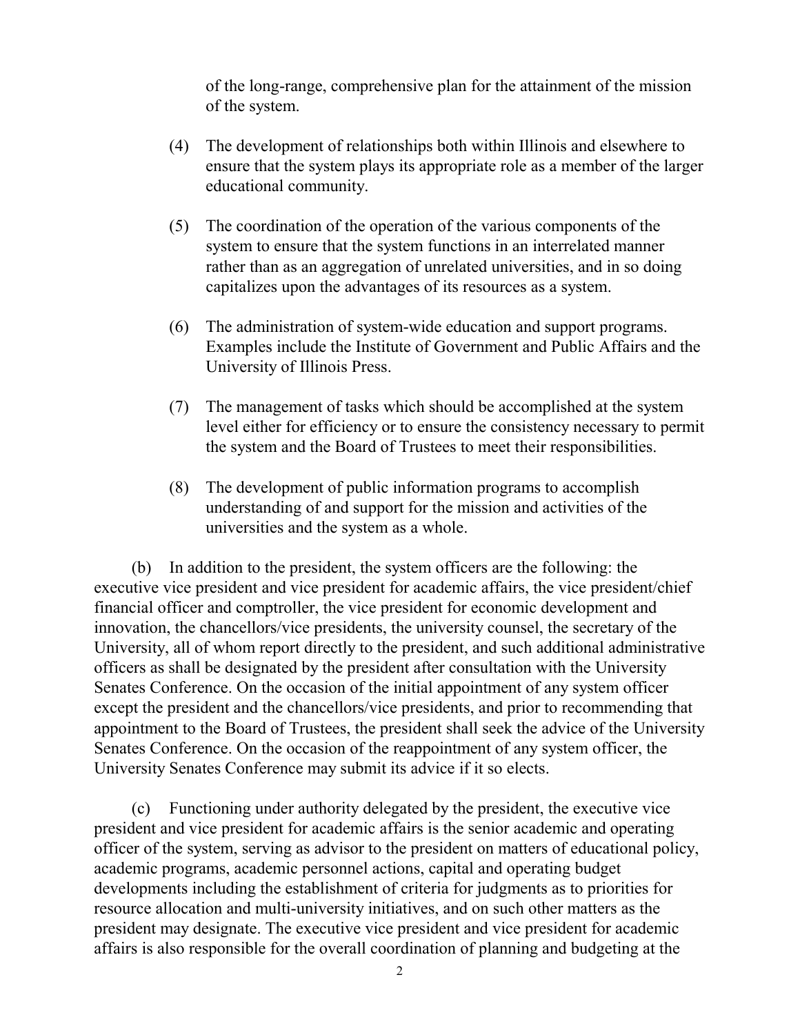of the long-range, comprehensive plan for the attainment of the mission of the system.

(4) The development of relationships both within Illinois and elsewhere to ensure that the system plays its appropriate role as a member of the larger educational community.

(5) The coordination of the operation of the various components of the system to ensure that the system functions in an interrelated manner rather than as an aggregation of unrelated universities, and in so doing capitalizes upon the advantages of its resources as a system.

(6) The administration of system-wide education and support programs. Examples include the Institute of Government and Public Affairs and the University of Illinois Press.

(7) The management of tasks which should be accomplished at the system level either for efficiency or to ensure the consistency necessary to permit the system and the Board of Trustees to meet their responsibilities.

(8) The development of public information programs to accomplish understanding of and support for the mission and activities of the universities and the system as a whole.

(b) In addition to the president, the system officers are the following: the executive vice president and vice president for academic affairs, the vice president/chief financial officer and comptroller, the vice president for economic development and innovation, the chancellors/vice presidents, the university counsel, the secretary of the University, all of whom report directly to the president, and such additional administrative officers as shall be designated by the president after consultation with the University Senates Conference. On the occasion of the initial appointment of any system officer except the president and the chancellors/vice presidents, and prior to recommending that appointment to the Board of Trustees, the president shall seek the advice of the University Senates Conference. On the occasion of the reappointment of any system officer, the University Senates Conference may submit its advice if it so elects.

(c) Functioning under authority delegated by the president, the executive vice president and vice president for academic affairs is the senior academic and operating officer of the system, serving as advisor to the president on matters of educational policy, academic programs, academic personnel actions, capital and operating budget developments including the establishment of criteria for judgments as to priorities for resource allocation and multi-university initiatives, and on such other matters as the president may designate. The executive vice president and vice president for academic affairs is also responsible for the overall coordination of planning and budgeting at the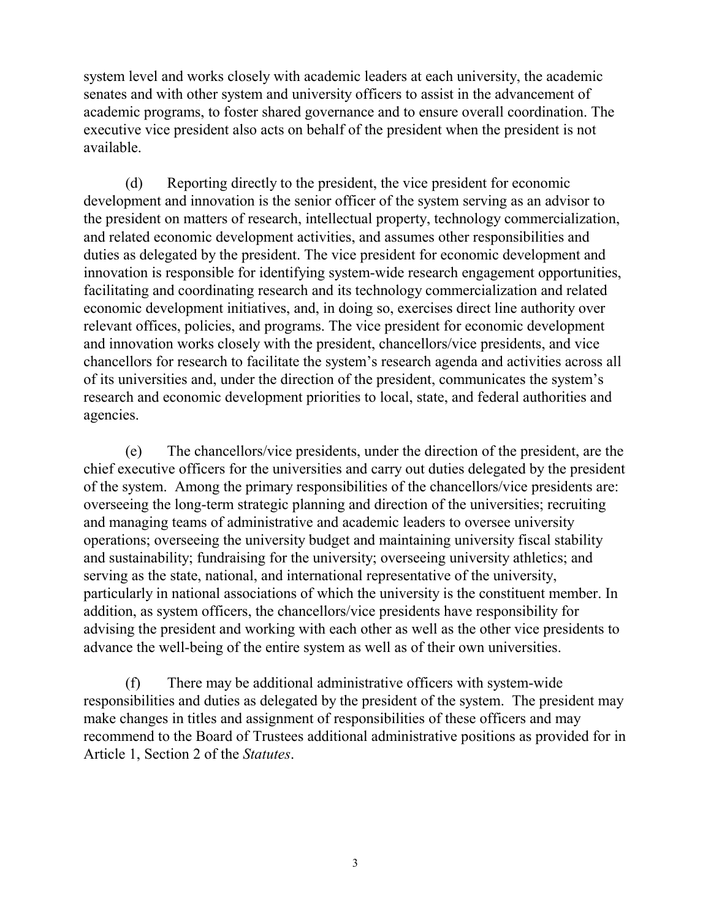system level and works closely with academic leaders at each university, the academic senates and with other system and university officers to assist in the advancement of academic programs, to foster shared governance and to ensure overall coordination. The executive vice president also acts on behalf of the president when the president is not available.

(d) Reporting directly to the president, the vice president for economic development and innovation is the senior officer of the system serving as an advisor to the president on matters of research, intellectual property, technology commercialization, and related economic development activities, and assumes other responsibilities and duties as delegated by the president. The vice president for economic development and innovation is responsible for identifying system-wide research engagement opportunities, facilitating and coordinating research and its technology commercialization and related economic development initiatives, and, in doing so, exercises direct line authority over relevant offices, policies, and programs. The vice president for economic development and innovation works closely with the president, chancellors/vice presidents, and vice chancellors for research to facilitate the system's research agenda and activities across all of its universities and, under the direction of the president, communicates the system's research and economic development priorities to local, state, and federal authorities and agencies.

(e) The chancellors/vice presidents, under the direction of the president, are the chief executive officers for the universities and carry out duties delegated by the president of the system. Among the primary responsibilities of the chancellors/vice presidents are: overseeing the long-term strategic planning and direction of the universities; recruiting and managing teams of administrative and academic leaders to oversee university operations; overseeing the university budget and maintaining university fiscal stability and sustainability; fundraising for the university; overseeing university athletics; and serving as the state, national, and international representative of the university, particularly in national associations of which the university is the constituent member. In addition, as system officers, the chancellors/vice presidents have responsibility for advising the president and working with each other as well as the other vice presidents to advance the well-being of the entire system as well as of their own universities.

(f) There may be additional administrative officers with system-wide responsibilities and duties as delegated by the president of the system. The president may make changes in titles and assignment of responsibilities of these officers and may recommend to the Board of Trustees additional administrative positions as provided for in Article 1, Section 2 of the *Statutes*.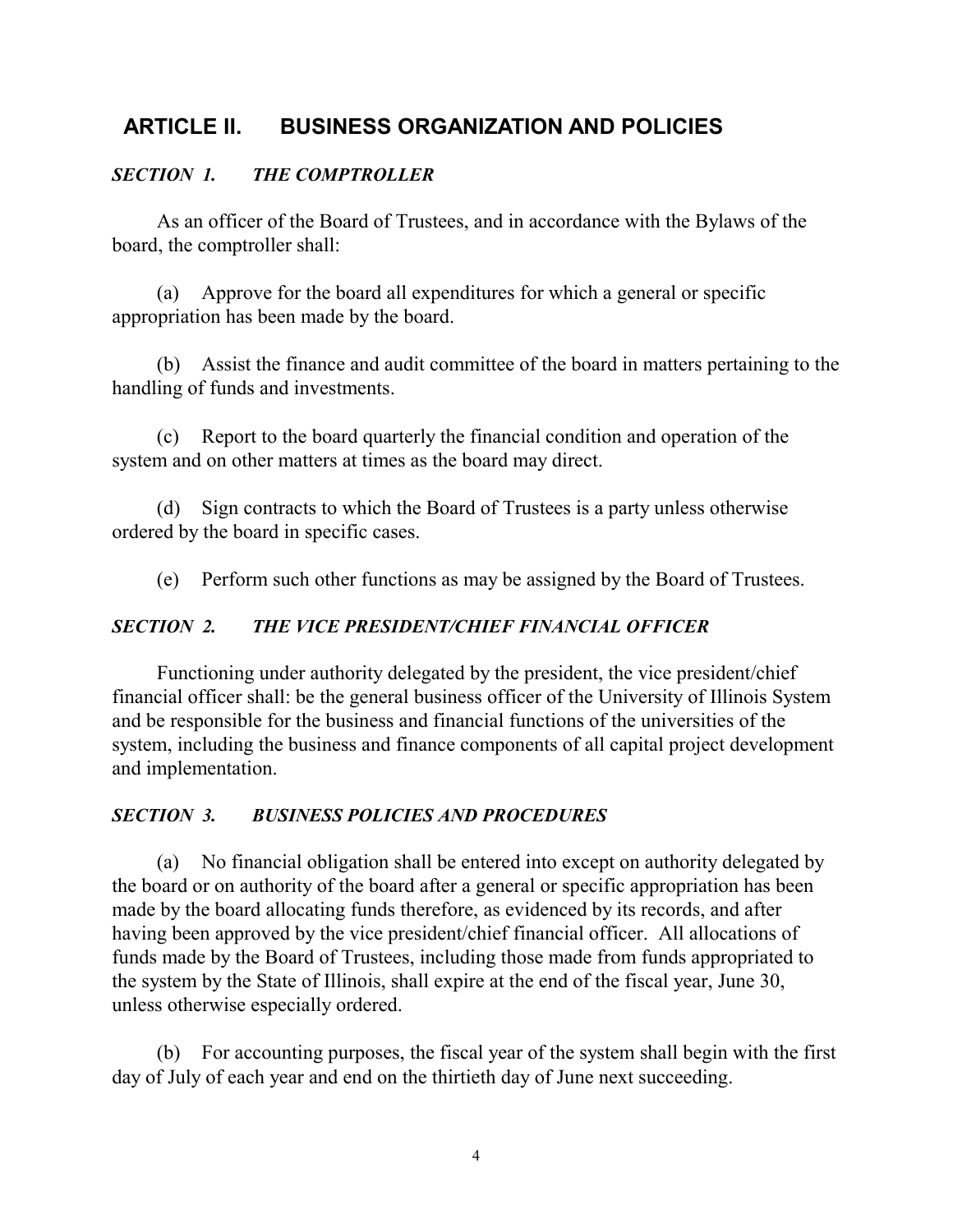## ARTICLE II. BUSINESS ORGANIZATION AND POLICIES

### *SECTION 1. THE COMPTROLLER*

As an officer of the Board of Trustees, and in accordance with the Bylaws of the board, the comptroller shall:

(a) Approve for the board all expenditures for which a general or specific appropriation has been made by the board.

(b) Assist the finance and audit committee of the board in matters pertaining to the handling of funds and investments.

(c) Report to the board quarterly the financial condition and operation of the system and on other matters at times as the board may direct.

(d) Sign contracts to which the Board of Trustees is a party unless otherwise ordered by the board in specific cases.

(e) Perform such other functions as may be assigned by the Board of Trustees.

### *SECTION 2. THE VICE PRESIDENT/CHIEF FINANCIAL OFFICER*

Functioning under authority delegated by the president, the vice president/chief financial officer shall: be the general business officer of the University of Illinois System and be responsible for the business and financial functions of the universities of the system, including the business and finance components of all capital project development and implementation.

### *SECTION 3. BUSINESS POLICIES AND PROCEDURES*

(a) No financial obligation shall be entered into except on authority delegated by the board or on authority of the board after a general or specific appropriation has been made by the board allocating funds therefore, as evidenced by its records, and after having been approved by the vice president/chief financial officer. All allocations of funds made by the Board of Trustees, including those made from funds appropriated to the system by the State of Illinois, shall expire at the end of the fiscal year, June 30, unless otherwise especially ordered.

(b) For accounting purposes, the fiscal year of the system shall begin with the first day of July of each year and end on the thirtieth day of June next succeeding.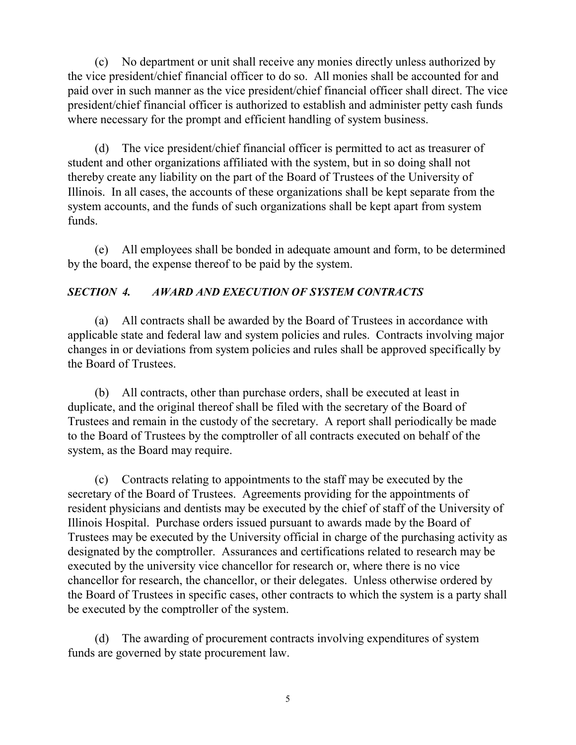(c) No department or unit shall receive any monies directly unless authorized by the vice president/chief financial officer to do so. All monies shall be accounted for and paid over in such manner as the vice president/chief financial officer shall direct. The vice president/chief financial officer is authorized to establish and administer petty cash funds where necessary for the prompt and efficient handling of system business.

(d) The vice president/chief financial officer is permitted to act as treasurer of student and other organizations affiliated with the system, but in so doing shall not thereby create any liability on the part of the Board of Trustees of the University of Illinois. In all cases, the accounts of these organizations shall be kept separate from the system accounts, and the funds of such organizations shall be kept apart from system funds.

(e) All employees shall be bonded in adequate amount and form, to be determined by the board, the expense thereof to be paid by the system.

### *SECTION 4. AWARD AND EXECUTION OF SYSTEM CONTRACTS*

(a) All contracts shall be awarded by the Board of Trustees in accordance with applicable state and federal law and system policies and rules. Contracts involving major changes in or deviations from system policies and rules shall be approved specifically by the Board of Trustees.

(b) All contracts, other than purchase orders, shall be executed at least in duplicate, and the original thereof shall be filed with the secretary of the Board of Trustees and remain in the custody of the secretary. A report shall periodically be made to the Board of Trustees by the comptroller of all contracts executed on behalf of the system, as the Board may require.

(c) Contracts relating to appointments to the staff may be executed by the secretary of the Board of Trustees. Agreements providing for the appointments of resident physicians and dentists may be executed by the chief of staff of the University of Illinois Hospital. Purchase orders issued pursuant to awards made by the Board of Trustees may be executed by the University official in charge of the purchasing activity as designated by the comptroller. Assurances and certifications related to research may be executed by the university vice chancellor for research or, where there is no vice chancellor for research, the chancellor, or their delegates. Unless otherwise ordered by the Board of Trustees in specific cases, other contracts to which the system is a party shall be executed by the comptroller of the system.

(d) The awarding of procurement contracts involving expenditures of system funds are governed by state procurement law.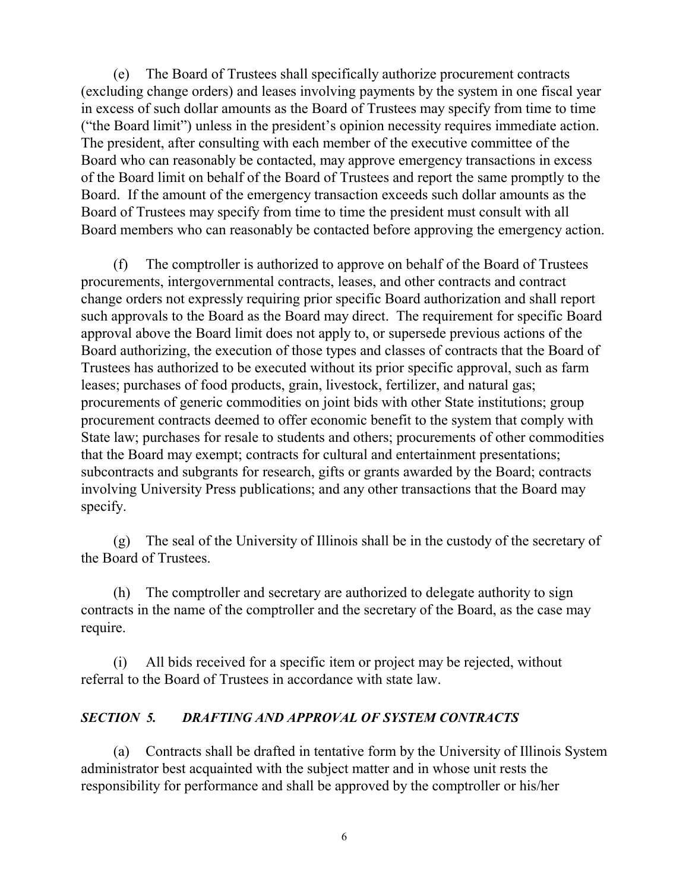(e) The Board of Trustees shall specifically authorize procurement contracts (excluding change orders) and leases involving payments by the system in one fiscal year in excess of such dollar amounts as the Board of Trustees may specify from time to time ("the Board limit") unless in the president's opinion necessity requires immediate action. The president, after consulting with each member of the executive committee of the Board who can reasonably be contacted, may approve emergency transactions in excess of the Board limit on behalf of the Board of Trustees and report the same promptly to the Board. If the amount of the emergency transaction exceeds such dollar amounts as the Board of Trustees may specify from time to time the president must consult with all Board members who can reasonably be contacted before approving the emergency action.

(f) The comptroller is authorized to approve on behalf of the Board of Trustees procurements, intergovernmental contracts, leases, and other contracts and contract change orders not expressly requiring prior specific Board authorization and shall report such approvals to the Board as the Board may direct. The requirement for specific Board approval above the Board limit does not apply to, or supersede previous actions of the Board authorizing, the execution of those types and classes of contracts that the Board of Trustees has authorized to be executed without its prior specific approval, such as farm leases; purchases of food products, grain, livestock, fertilizer, and natural gas; procurements of generic commodities on joint bids with other State institutions; group procurement contracts deemed to offer economic benefit to the system that comply with State law; purchases for resale to students and others; procurements of other commodities that the Board may exempt; contracts for cultural and entertainment presentations; subcontracts and subgrants for research, gifts or grants awarded by the Board; contracts involving University Press publications; and any other transactions that the Board may specify.

(g) The seal of the University of Illinois shall be in the custody of the secretary of the Board of Trustees.

(h) The comptroller and secretary are authorized to delegate authority to sign contracts in the name of the comptroller and the secretary of the Board, as the case may require.

(i) All bids received for a specific item or project may be rejected, without referral to the Board of Trustees in accordance with state law.

### *SECTION 5. DRAFTING AND APPROVAL OF SYSTEM CONTRACTS*

(a) Contracts shall be drafted in tentative form by the University of Illinois System administrator best acquainted with the subject matter and in whose unit rests the responsibility for performance and shall be approved by the comptroller or his/her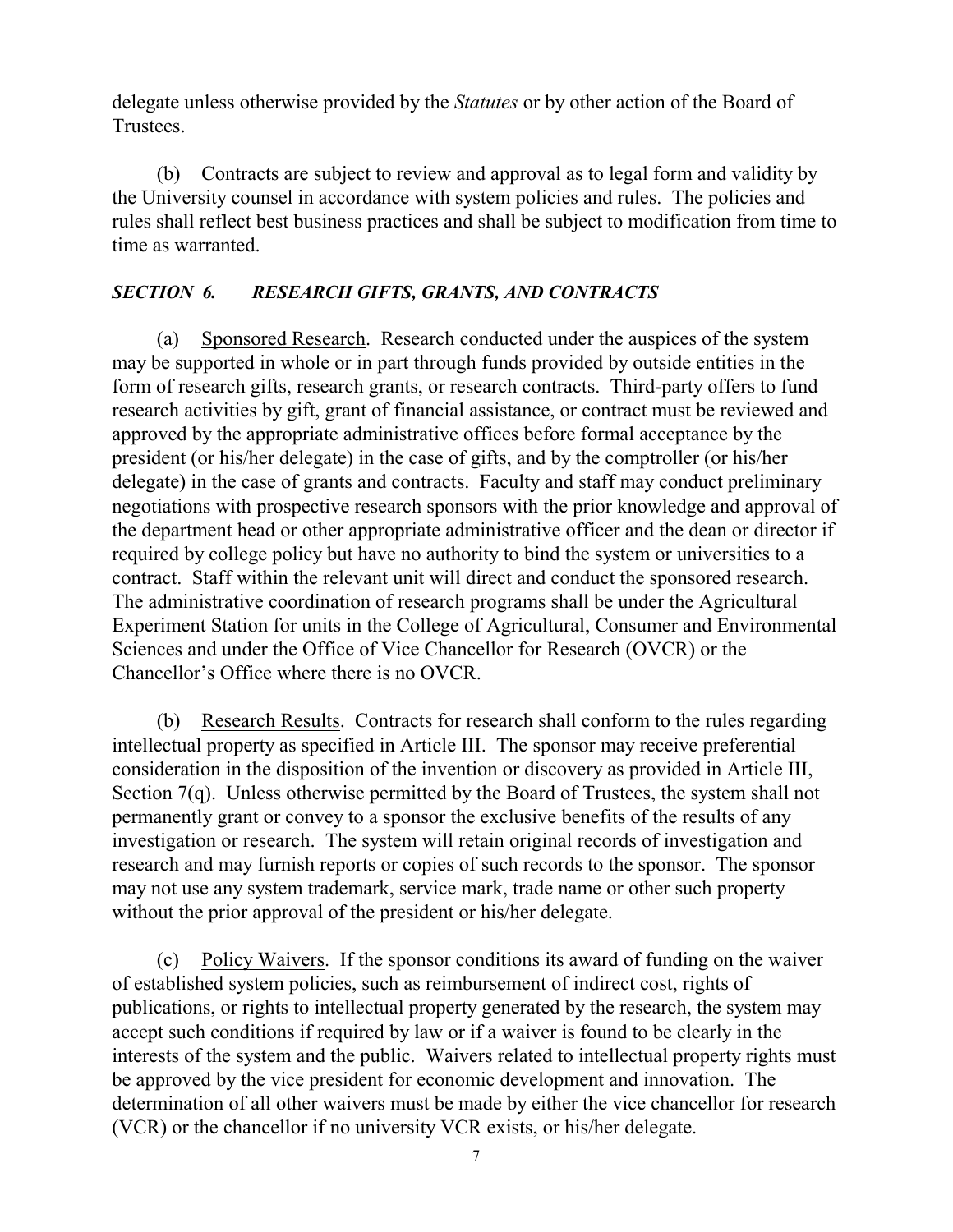delegate unless otherwise provided by the *Statutes* or by other action of the Board of Trustees.

(b) Contracts are subject to review and approval as to legal form and validity by the University counsel in accordance with system policies and rules. The policies and rules shall reflect best business practices and shall be subject to modification from time to time as warranted.

### *SECTION 6. RESEARCH GIFTS, GRANTS, AND CONTRACTS*

(a) Sponsored Research. Research conducted under the auspices of the system may be supported in whole or in part through funds provided by outside entities in the form of research gifts, research grants, or research contracts. Third-party offers to fund research activities by gift, grant of financial assistance, or contract must be reviewed and approved by the appropriate administrative offices before formal acceptance by the president (or his/her delegate) in the case of gifts, and by the comptroller (or his/her delegate) in the case of grants and contracts. Faculty and staff may conduct preliminary negotiations with prospective research sponsors with the prior knowledge and approval of the department head or other appropriate administrative officer and the dean or director if required by college policy but have no authority to bind the system or universities to a contract. Staff within the relevant unit will direct and conduct the sponsored research. The administrative coordination of research programs shall be under the Agricultural Experiment Station for units in the College of Agricultural, Consumer and Environmental Sciences and under the Office of Vice Chancellor for Research (OVCR) or the Chancellor's Office where there is no OVCR.

(b) Research Results. Contracts for research shall conform to the rules regarding intellectual property as specified in Article III. The sponsor may receive preferential consideration in the disposition of the invention or discovery as provided in Article III, Section 7(q). Unless otherwise permitted by the Board of Trustees, the system shall not permanently grant or convey to a sponsor the exclusive benefits of the results of any investigation or research. The system will retain original records of investigation and research and may furnish reports or copies of such records to the sponsor. The sponsor may not use any system trademark, service mark, trade name or other such property without the prior approval of the president or his/her delegate.

(c) Policy Waivers. If the sponsor conditions its award of funding on the waiver of established system policies, such as reimbursement of indirect cost, rights of publications, or rights to intellectual property generated by the research, the system may accept such conditions if required by law or if a waiver is found to be clearly in the interests of the system and the public. Waivers related to intellectual property rights must be approved by the vice president for economic development and innovation. The determination of all other waivers must be made by either the vice chancellor for research (VCR) or the chancellor if no university VCR exists, or his/her delegate.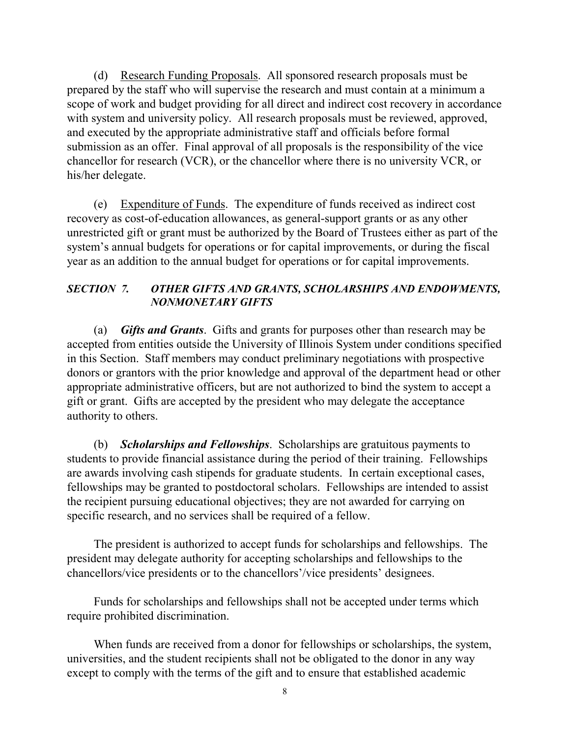(d) Research Funding Proposals. All sponsored research proposals must be prepared by the staff who will supervise the research and must contain at a minimum a scope of work and budget providing for all direct and indirect cost recovery in accordance with system and university policy. All research proposals must be reviewed, approved, and executed by the appropriate administrative staff and officials before formal submission as an offer. Final approval of all proposals is the responsibility of the vice chancellor for research (VCR), or the chancellor where there is no university VCR, or his/her delegate.

(e) Expenditure of Funds. The expenditure of funds received as indirect cost recovery as cost-of-education allowances, as general-support grants or as any other unrestricted gift or grant must be authorized by the Board of Trustees either as part of the system's annual budgets for operations or for capital improvements, or during the fiscal year as an addition to the annual budget for operations or for capital improvements.

### *SECTION 7. OTHER GIFTS AND GRANTS, SCHOLARSHIPS AND ENDOWMENTS, NONMONETARY GIFTS*

(a) ***Gifts and Grants***. Gifts and grants for purposes other than research may be accepted from entities outside the University of Illinois System under conditions specified in this Section. Staff members may conduct preliminary negotiations with prospective donors or grantors with the prior knowledge and approval of the department head or other appropriate administrative officers, but are not authorized to bind the system to accept a gift or grant. Gifts are accepted by the president who may delegate the acceptance authority to others.

(b) ***Scholarships and Fellowships***. Scholarships are gratuitous payments to students to provide financial assistance during the period of their training. Fellowships are awards involving cash stipends for graduate students. In certain exceptional cases, fellowships may be granted to postdoctoral scholars. Fellowships are intended to assist the recipient pursuing educational objectives; they are not awarded for carrying on specific research, and no services shall be required of a fellow.

The president is authorized to accept funds for scholarships and fellowships. The president may delegate authority for accepting scholarships and fellowships to the chancellors/vice presidents or to the chancellors'/vice presidents' designees.

Funds for scholarships and fellowships shall not be accepted under terms which require prohibited discrimination.

When funds are received from a donor for fellowships or scholarships, the system, universities, and the student recipients shall not be obligated to the donor in any way except to comply with the terms of the gift and to ensure that established academic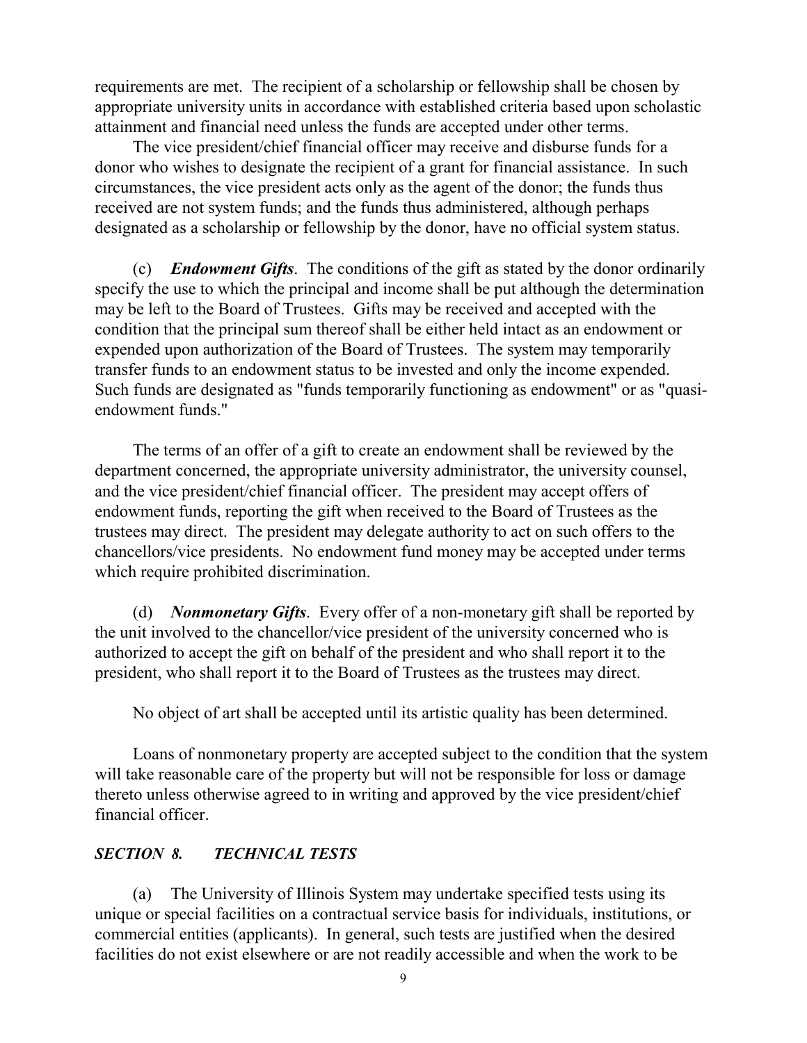requirements are met. The recipient of a scholarship or fellowship shall be chosen by appropriate university units in accordance with established criteria based upon scholastic attainment and financial need unless the funds are accepted under other terms.

The vice president/chief financial officer may receive and disburse funds for a donor who wishes to designate the recipient of a grant for financial assistance. In such circumstances, the vice president acts only as the agent of the donor; the funds thus received are not system funds; and the funds thus administered, although perhaps designated as a scholarship or fellowship by the donor, have no official system status.

(c) ***Endowment Gifts***. The conditions of the gift as stated by the donor ordinarily specify the use to which the principal and income shall be put although the determination may be left to the Board of Trustees. Gifts may be received and accepted with the condition that the principal sum thereof shall be either held intact as an endowment or expended upon authorization of the Board of Trustees. The system may temporarily transfer funds to an endowment status to be invested and only the income expended. Such funds are designated as "funds temporarily functioning as endowment" or as "quasi-endowment funds."

The terms of an offer of a gift to create an endowment shall be reviewed by the department concerned, the appropriate university administrator, the university counsel, and the vice president/chief financial officer. The president may accept offers of endowment funds, reporting the gift when received to the Board of Trustees as the trustees may direct. The president may delegate authority to act on such offers to the chancellors/vice presidents. No endowment fund money may be accepted under terms which require prohibited discrimination.

(d) ***Nonmonetary Gifts***. Every offer of a non-monetary gift shall be reported by the unit involved to the chancellor/vice president of the university concerned who is authorized to accept the gift on behalf of the president and who shall report it to the president, who shall report it to the Board of Trustees as the trustees may direct.

No object of art shall be accepted until its artistic quality has been determined.

Loans of nonmonetary property are accepted subject to the condition that the system will take reasonable care of the property but will not be responsible for loss or damage thereto unless otherwise agreed to in writing and approved by the vice president/chief financial officer.

## *SECTION 8. TECHNICAL TESTS*

(a) The University of Illinois System may undertake specified tests using its unique or special facilities on a contractual service basis for individuals, institutions, or commercial entities (applicants). In general, such tests are justified when the desired facilities do not exist elsewhere or are not readily accessible and when the work to be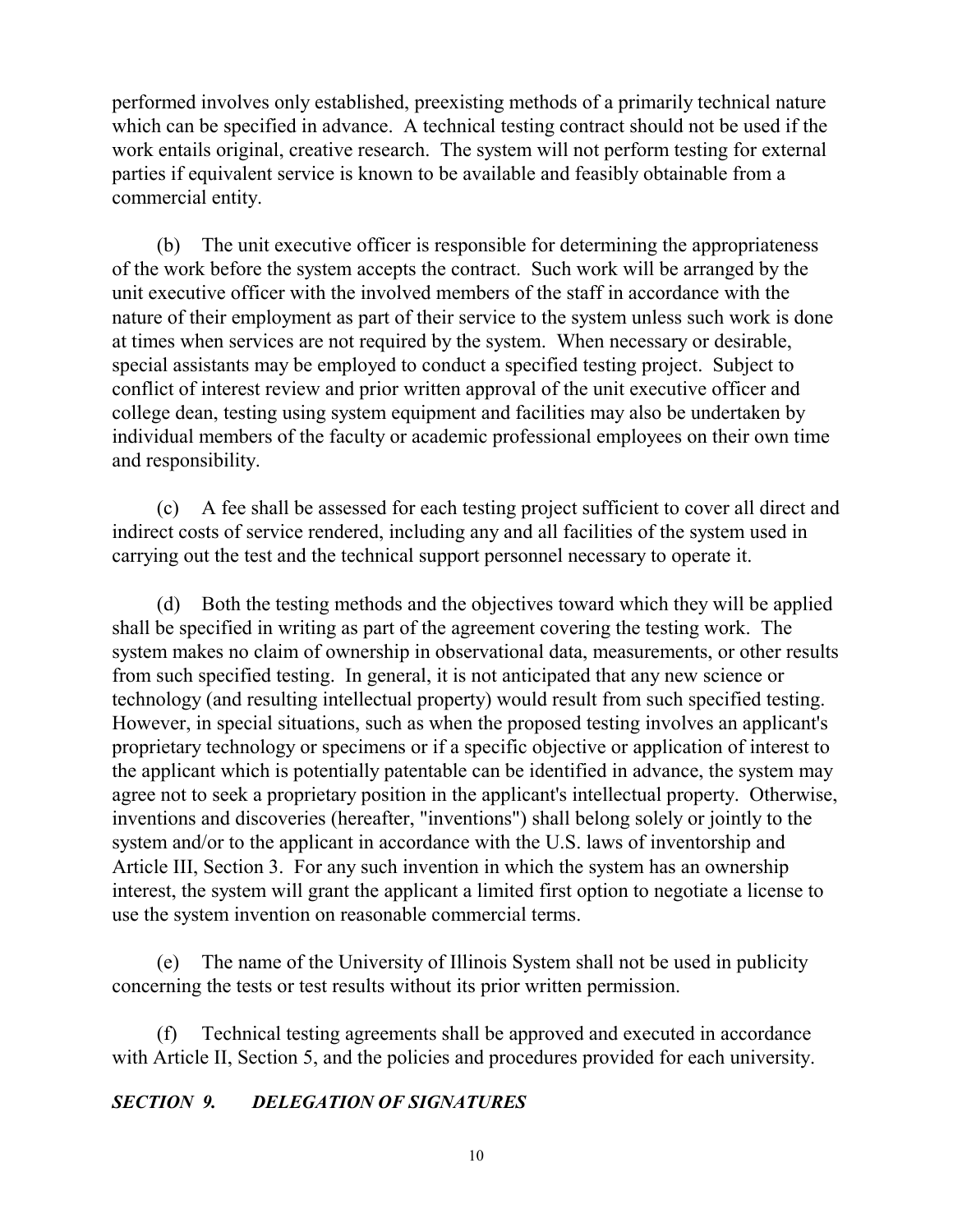performed involves only established, preexisting methods of a primarily technical nature which can be specified in advance. A technical testing contract should not be used if the work entails original, creative research. The system will not perform testing for external parties if equivalent service is known to be available and feasibly obtainable from a commercial entity.

(b) The unit executive officer is responsible for determining the appropriateness of the work before the system accepts the contract. Such work will be arranged by the unit executive officer with the involved members of the staff in accordance with the nature of their employment as part of their service to the system unless such work is done at times when services are not required by the system. When necessary or desirable, special assistants may be employed to conduct a specified testing project. Subject to conflict of interest review and prior written approval of the unit executive officer and college dean, testing using system equipment and facilities may also be undertaken by individual members of the faculty or academic professional employees on their own time and responsibility.

(c) A fee shall be assessed for each testing project sufficient to cover all direct and indirect costs of service rendered, including any and all facilities of the system used in carrying out the test and the technical support personnel necessary to operate it.

(d) Both the testing methods and the objectives toward which they will be applied shall be specified in writing as part of the agreement covering the testing work. The system makes no claim of ownership in observational data, measurements, or other results from such specified testing. In general, it is not anticipated that any new science or technology (and resulting intellectual property) would result from such specified testing. However, in special situations, such as when the proposed testing involves an applicant's proprietary technology or specimens or if a specific objective or application of interest to the applicant which is potentially patentable can be identified in advance, the system may agree not to seek a proprietary position in the applicant's intellectual property. Otherwise, inventions and discoveries (hereafter, "inventions") shall belong solely or jointly to the system and/or to the applicant in accordance with the U.S. laws of inventorship and Article III, Section 3. For any such invention in which the system has an ownership interest, the system will grant the applicant a limited first option to negotiate a license to use the system invention on reasonable commercial terms.

(e) The name of the University of Illinois System shall not be used in publicity concerning the tests or test results without its prior written permission.

(f) Technical testing agreements shall be approved and executed in accordance with Article II, Section 5, and the policies and procedures provided for each university.

### *SECTION 9. DELEGATION OF SIGNATURES*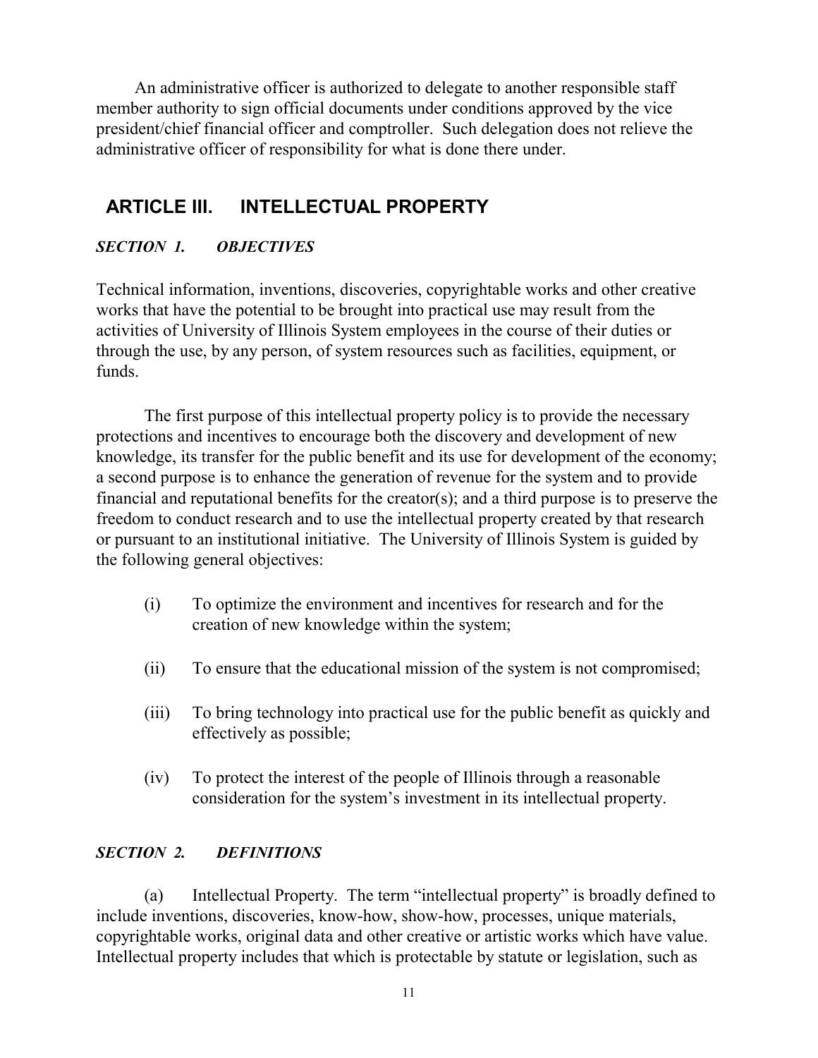An administrative officer is authorized to delegate to another responsible staff member authority to sign official documents under conditions approved by the vice president/chief financial officer and comptroller. Such delegation does not relieve the administrative officer of responsibility for what is done there under.

## ARTICLE III. INTELLECTUAL PROPERTY

### *SECTION 1. OBJECTIVES*

Technical information, inventions, discoveries, copyrightable works and other creative works that have the potential to be brought into practical use may result from the activities of University of Illinois System employees in the course of their duties or through the use, by any person, of system resources such as facilities, equipment, or funds.

The first purpose of this intellectual property policy is to provide the necessary protections and incentives to encourage both the discovery and development of new knowledge, its transfer for the public benefit and its use for development of the economy; a second purpose is to enhance the generation of revenue for the system and to provide financial and reputational benefits for the creator(s); and a third purpose is to preserve the freedom to conduct research and to use the intellectual property created by that research or pursuant to an institutional initiative. The University of Illinois System is guided by the following general objectives:

(i) To optimize the environment and incentives for research and for the creation of new knowledge within the system;

(ii) To ensure that the educational mission of the system is not compromised;

(iii) To bring technology into practical use for the public benefit as quickly and effectively as possible;

(iv) To protect the interest of the people of Illinois through a reasonable consideration for the system's investment in its intellectual property.

### *SECTION 2. DEFINITIONS*

(a) Intellectual Property. The term "intellectual property" is broadly defined to include inventions, discoveries, know-how, show-how, processes, unique materials, copyrightable works, original data and other creative or artistic works which have value. Intellectual property includes that which is protectable by statute or legislation, such as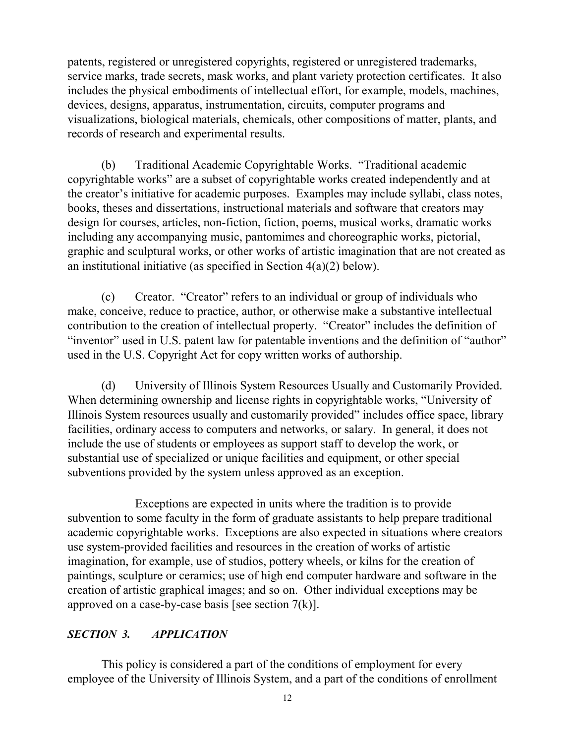patents, registered or unregistered copyrights, registered or unregistered trademarks, service marks, trade secrets, mask works, and plant variety protection certificates. It also includes the physical embodiments of intellectual effort, for example, models, machines, devices, designs, apparatus, instrumentation, circuits, computer programs and visualizations, biological materials, chemicals, other compositions of matter, plants, and records of research and experimental results.

(b) Traditional Academic Copyrightable Works. "Traditional academic copyrightable works" are a subset of copyrightable works created independently and at the creator's initiative for academic purposes. Examples may include syllabi, class notes, books, theses and dissertations, instructional materials and software that creators may design for courses, articles, non-fiction, fiction, poems, musical works, dramatic works including any accompanying music, pantomimes and choreographic works, pictorial, graphic and sculptural works, or other works of artistic imagination that are not created as an institutional initiative (as specified in Section 4(a)(2) below).

(c) Creator. "Creator" refers to an individual or group of individuals who make, conceive, reduce to practice, author, or otherwise make a substantive intellectual contribution to the creation of intellectual property. "Creator" includes the definition of "inventor" used in U.S. patent law for patentable inventions and the definition of "author" used in the U.S. Copyright Act for copy written works of authorship.

(d) University of Illinois System Resources Usually and Customarily Provided. When determining ownership and license rights in copyrightable works, "University of Illinois System resources usually and customarily provided" includes office space, library facilities, ordinary access to computers and networks, or salary. In general, it does not include the use of students or employees as support staff to develop the work, or substantial use of specialized or unique facilities and equipment, or other special subventions provided by the system unless approved as an exception.

Exceptions are expected in units where the tradition is to provide subvention to some faculty in the form of graduate assistants to help prepare traditional academic copyrightable works. Exceptions are also expected in situations where creators use system-provided facilities and resources in the creation of works of artistic imagination, for example, use of studios, pottery wheels, or kilns for the creation of paintings, sculpture or ceramics; use of high end computer hardware and software in the creation of artistic graphical images; and so on. Other individual exceptions may be approved on a case-by-case basis [see section 7(k)].

### *SECTION 3. APPLICATION*

This policy is considered a part of the conditions of employment for every employee of the University of Illinois System, and a part of the conditions of enrollment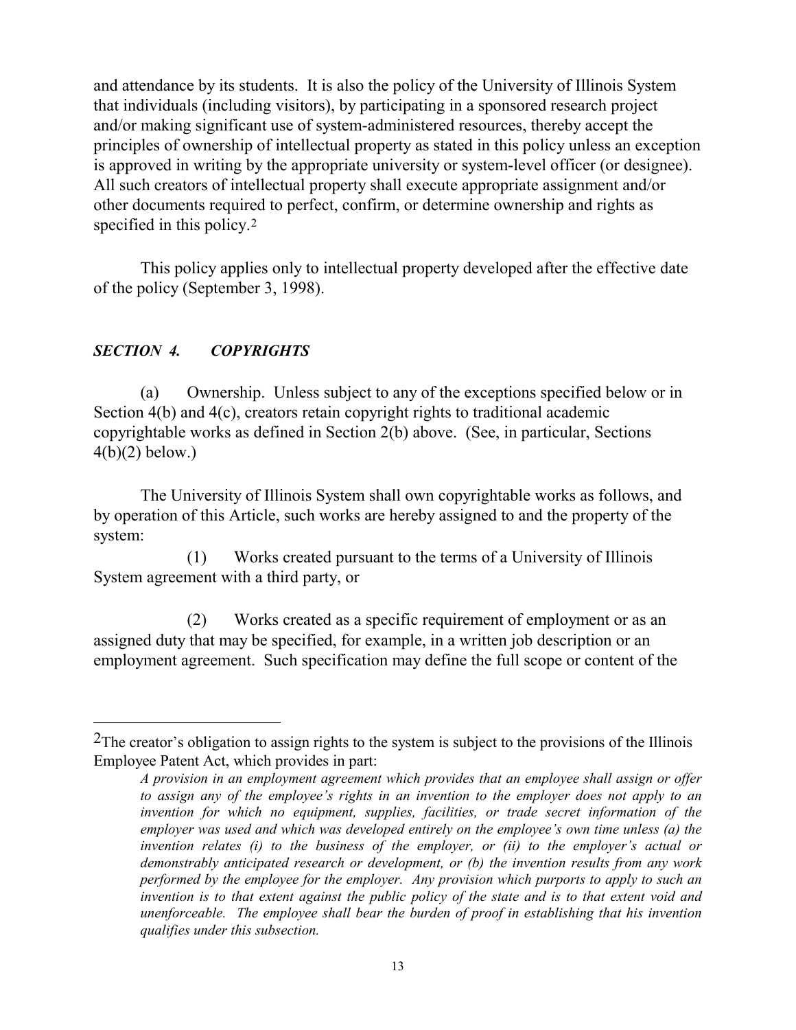and attendance by its students. It is also the policy of the University of Illinois System that individuals (including visitors), by participating in a sponsored research project and/or making significant use of system-administered resources, thereby accept the principles of ownership of intellectual property as stated in this policy unless an exception is approved in writing by the appropriate university or system-level officer (or designee). All such creators of intellectual property shall execute appropriate assignment and/or other documents required to perfect, confirm, or determine ownership and rights as specified in this policy.[2]

This policy applies only to intellectual property developed after the effective date of the policy (September 3, 1998).

### *SECTION 4. COPYRIGHTS*

(a) Ownership. Unless subject to any of the exceptions specified below or in Section 4(b) and 4(c), creators retain copyright rights to traditional academic copyrightable works as defined in Section 2(b) above. (See, in particular, Sections 4(b)(2) below.)

The University of Illinois System shall own copyrightable works as follows, and by operation of this Article, such works are hereby assigned to and the property of the system:

(1) Works created pursuant to the terms of a University of Illinois System agreement with a third party, or

(2) Works created as a specific requirement of employment or as an assigned duty that may be specified, for example, in a written job description or an employment agreement. Such specification may define the full scope or content of the

---

[2] The creator's obligation to assign rights to the system is subject to the provisions of the Illinois Employee Patent Act, which provides in part:

*A provision in an employment agreement which provides that an employee shall assign or offer to assign any of the employee's rights in an invention to the employer does not apply to an invention for which no equipment, supplies, facilities, or trade secret information of the employer was used and which was developed entirely on the employee's own time unless (a) the invention relates (i) to the business of the employer, or (ii) to the employer's actual or demonstrably anticipated research or development, or (b) the invention results from any work performed by the employee for the employer. Any provision which purports to apply to such an invention is to that extent against the public policy of the state and is to that extent void and unenforceable. The employee shall bear the burden of proof in establishing that his invention qualifies under this subsection.*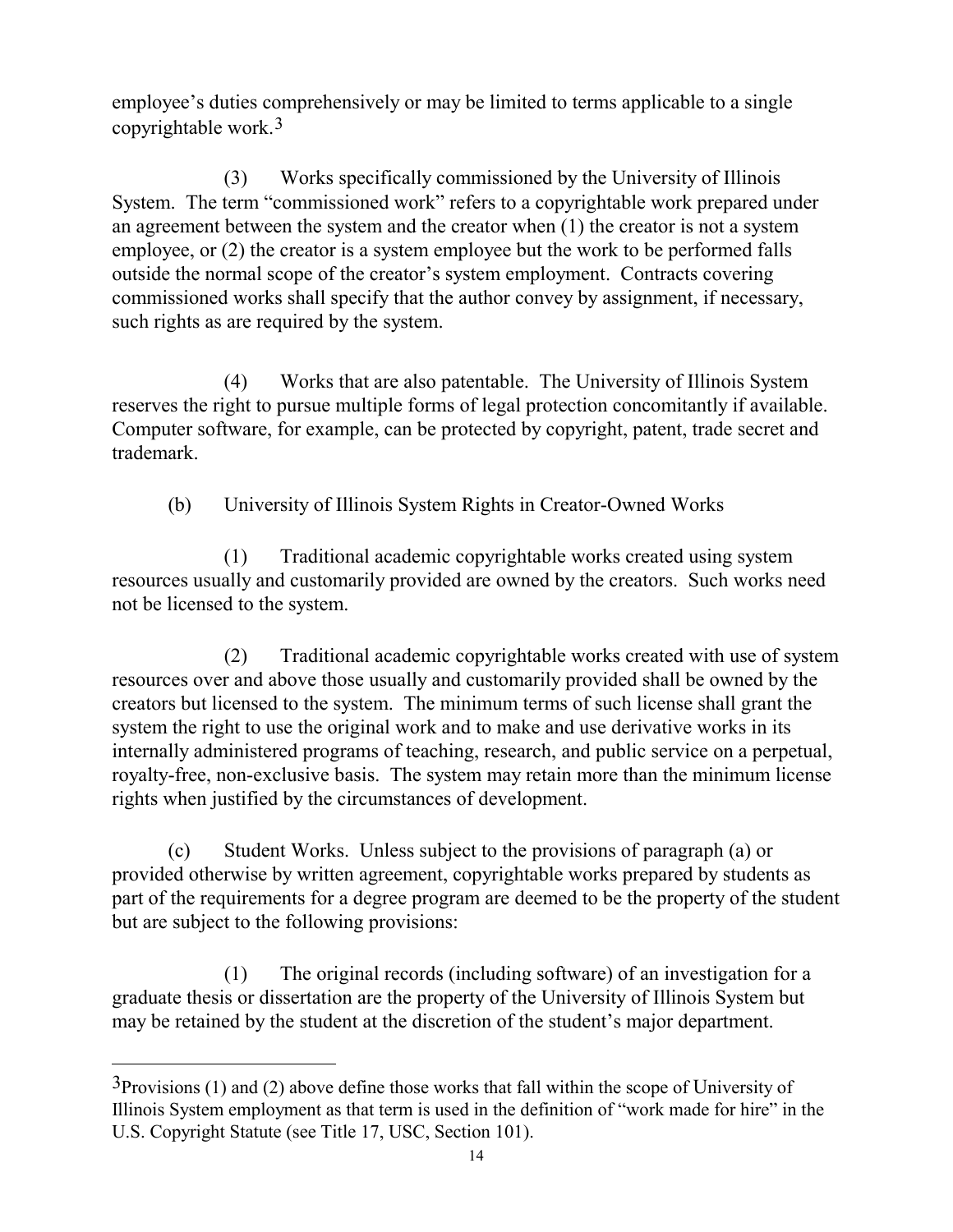employee's duties comprehensively or may be limited to terms applicable to a single copyrightable work.[3]

(3) Works specifically commissioned by the University of Illinois System. The term "commissioned work" refers to a copyrightable work prepared under an agreement between the system and the creator when (1) the creator is not a system employee, or (2) the creator is a system employee but the work to be performed falls outside the normal scope of the creator's system employment. Contracts covering commissioned works shall specify that the author convey by assignment, if necessary, such rights as are required by the system.

(4) Works that are also patentable. The University of Illinois System reserves the right to pursue multiple forms of legal protection concomitantly if available. Computer software, for example, can be protected by copyright, patent, trade secret and trademark.

(b) University of Illinois System Rights in Creator-Owned Works

(1) Traditional academic copyrightable works created using system resources usually and customarily provided are owned by the creators. Such works need not be licensed to the system.

(2) Traditional academic copyrightable works created with use of system resources over and above those usually and customarily provided shall be owned by the creators but licensed to the system. The minimum terms of such license shall grant the system the right to use the original work and to make and use derivative works in its internally administered programs of teaching, research, and public service on a perpetual, royalty-free, non-exclusive basis. The system may retain more than the minimum license rights when justified by the circumstances of development.

(c) Student Works. Unless subject to the provisions of paragraph (a) or provided otherwise by written agreement, copyrightable works prepared by students as part of the requirements for a degree program are deemed to be the property of the student but are subject to the following provisions:

(1) The original records (including software) of an investigation for a graduate thesis or dissertation are the property of the University of Illinois System but may be retained by the student at the discretion of the student's major department.

---

[3] Provisions (1) and (2) above define those works that fall within the scope of University of Illinois System employment as that term is used in the definition of "work made for hire" in the U.S. Copyright Statute (see Title 17, USC, Section 101).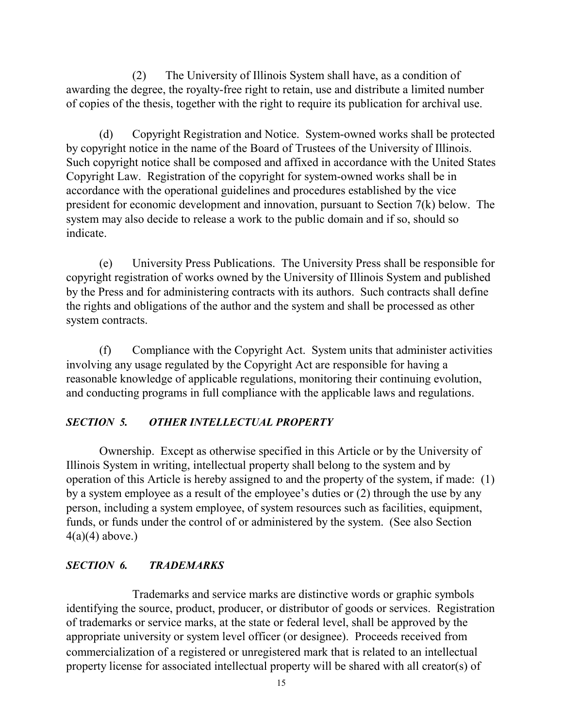(2) The University of Illinois System shall have, as a condition of awarding the degree, the royalty-free right to retain, use and distribute a limited number of copies of the thesis, together with the right to require its publication for archival use.

(d) Copyright Registration and Notice. System-owned works shall be protected by copyright notice in the name of the Board of Trustees of the University of Illinois. Such copyright notice shall be composed and affixed in accordance with the United States Copyright Law. Registration of the copyright for system-owned works shall be in accordance with the operational guidelines and procedures established by the vice president for economic development and innovation, pursuant to Section 7(k) below. The system may also decide to release a work to the public domain and if so, should so indicate.

(e) University Press Publications. The University Press shall be responsible for copyright registration of works owned by the University of Illinois System and published by the Press and for administering contracts with its authors. Such contracts shall define the rights and obligations of the author and the system and shall be processed as other system contracts.

(f) Compliance with the Copyright Act. System units that administer activities involving any usage regulated by the Copyright Act are responsible for having a reasonable knowledge of applicable regulations, monitoring their continuing evolution, and conducting programs in full compliance with the applicable laws and regulations.

### *SECTION 5. OTHER INTELLECTUAL PROPERTY*

Ownership. Except as otherwise specified in this Article or by the University of Illinois System in writing, intellectual property shall belong to the system and by operation of this Article is hereby assigned to and the property of the system, if made: (1) by a system employee as a result of the employee's duties or (2) through the use by any person, including a system employee, of system resources such as facilities, equipment, funds, or funds under the control of or administered by the system. (See also Section 4(a)(4) above.)

### *SECTION 6. TRADEMARKS*

Trademarks and service marks are distinctive words or graphic symbols identifying the source, product, producer, or distributor of goods or services. Registration of trademarks or service marks, at the state or federal level, shall be approved by the appropriate university or system level officer (or designee). Proceeds received from commercialization of a registered or unregistered mark that is related to an intellectual property license for associated intellectual property will be shared with all creator(s) of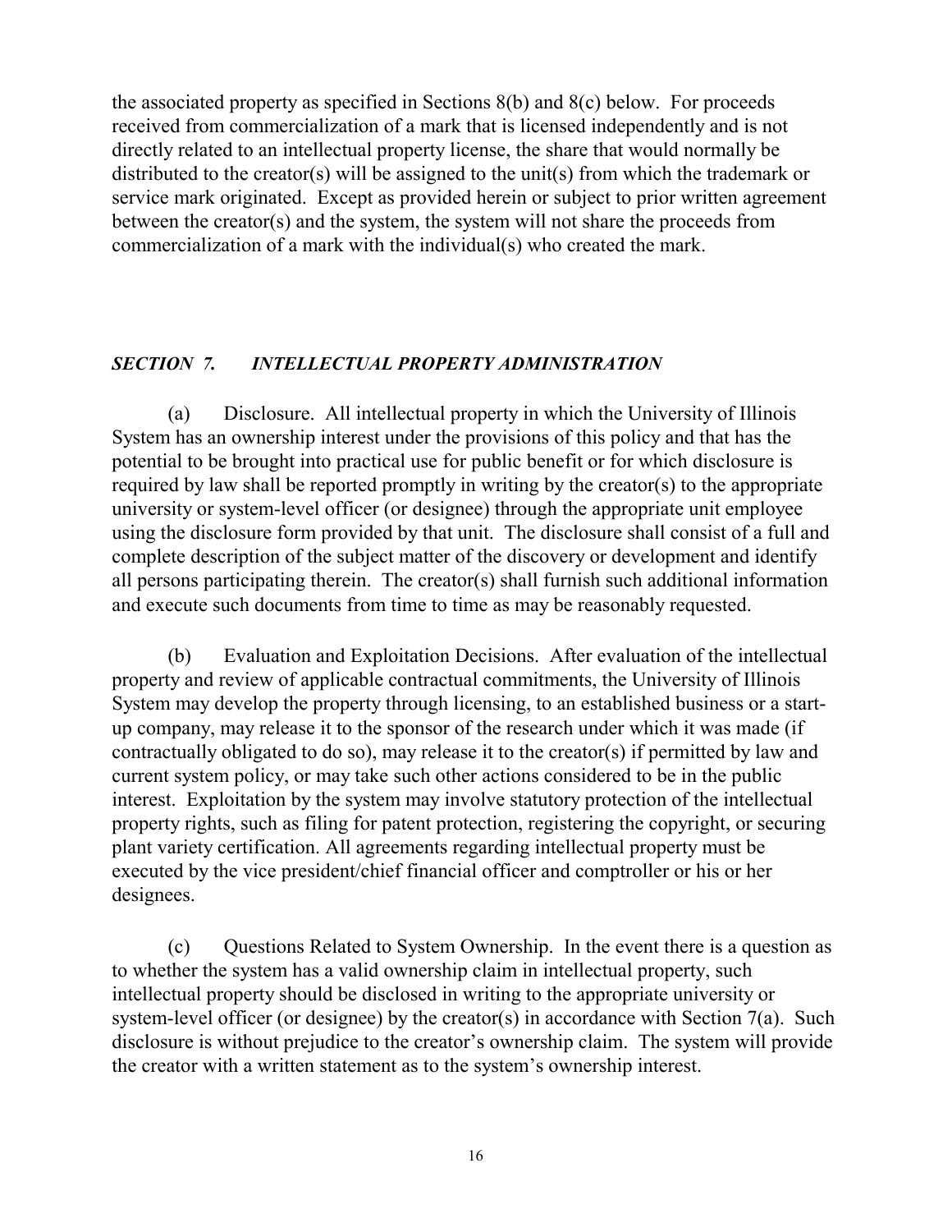the associated property as specified in Sections 8(b) and 8(c) below. For proceeds received from commercialization of a mark that is licensed independently and is not directly related to an intellectual property license, the share that would normally be distributed to the creator(s) will be assigned to the unit(s) from which the trademark or service mark originated. Except as provided herein or subject to prior written agreement between the creator(s) and the system, the system will not share the proceeds from commercialization of a mark with the individual(s) who created the mark.

## *SECTION 7. INTELLECTUAL PROPERTY ADMINISTRATION*

(a) Disclosure. All intellectual property in which the University of Illinois System has an ownership interest under the provisions of this policy and that has the potential to be brought into practical use for public benefit or for which disclosure is required by law shall be reported promptly in writing by the creator(s) to the appropriate university or system-level officer (or designee) through the appropriate unit employee using the disclosure form provided by that unit. The disclosure shall consist of a full and complete description of the subject matter of the discovery or development and identify all persons participating therein. The creator(s) shall furnish such additional information and execute such documents from time to time as may be reasonably requested.

(b) Evaluation and Exploitation Decisions. After evaluation of the intellectual property and review of applicable contractual commitments, the University of Illinois System may develop the property through licensing, to an established business or a start-up company, may release it to the sponsor of the research under which it was made (if contractually obligated to do so), may release it to the creator(s) if permitted by law and current system policy, or may take such other actions considered to be in the public interest. Exploitation by the system may involve statutory protection of the intellectual property rights, such as filing for patent protection, registering the copyright, or securing plant variety certification. All agreements regarding intellectual property must be executed by the vice president/chief financial officer and comptroller or his or her designees.

(c) Questions Related to System Ownership. In the event there is a question as to whether the system has a valid ownership claim in intellectual property, such intellectual property should be disclosed in writing to the appropriate university or system-level officer (or designee) by the creator(s) in accordance with Section 7(a). Such disclosure is without prejudice to the creator's ownership claim. The system will provide the creator with a written statement as to the system's ownership interest.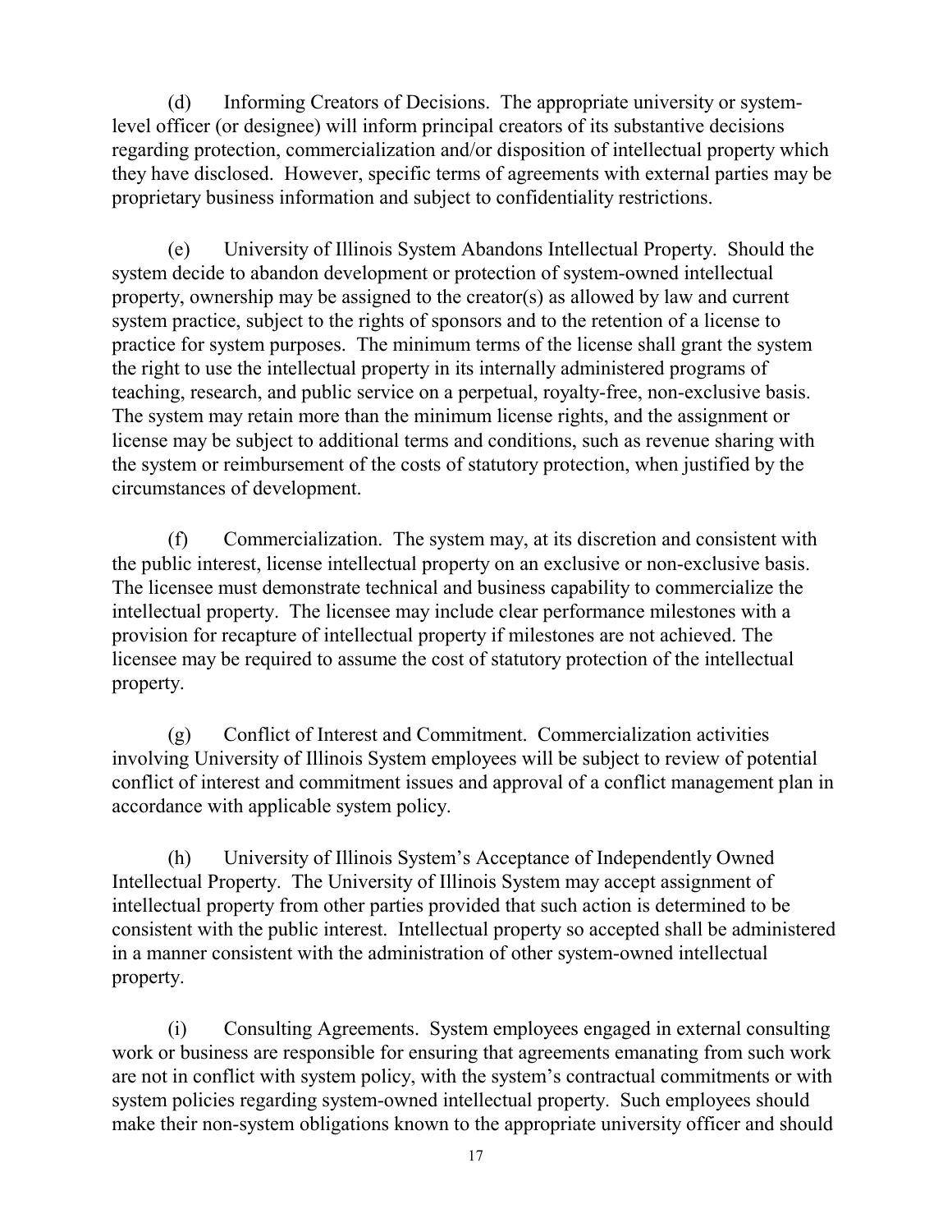(d) Informing Creators of Decisions. The appropriate university or system-level officer (or designee) will inform principal creators of its substantive decisions regarding protection, commercialization and/or disposition of intellectual property which they have disclosed. However, specific terms of agreements with external parties may be proprietary business information and subject to confidentiality restrictions.

(e) University of Illinois System Abandons Intellectual Property. Should the system decide to abandon development or protection of system-owned intellectual property, ownership may be assigned to the creator(s) as allowed by law and current system practice, subject to the rights of sponsors and to the retention of a license to practice for system purposes. The minimum terms of the license shall grant the system the right to use the intellectual property in its internally administered programs of teaching, research, and public service on a perpetual, royalty-free, non-exclusive basis. The system may retain more than the minimum license rights, and the assignment or license may be subject to additional terms and conditions, such as revenue sharing with the system or reimbursement of the costs of statutory protection, when justified by the circumstances of development.

(f) Commercialization. The system may, at its discretion and consistent with the public interest, license intellectual property on an exclusive or non-exclusive basis. The licensee must demonstrate technical and business capability to commercialize the intellectual property. The licensee may include clear performance milestones with a provision for recapture of intellectual property if milestones are not achieved. The licensee may be required to assume the cost of statutory protection of the intellectual property.

(g) Conflict of Interest and Commitment. Commercialization activities involving University of Illinois System employees will be subject to review of potential conflict of interest and commitment issues and approval of a conflict management plan in accordance with applicable system policy.

(h) University of Illinois System's Acceptance of Independently Owned Intellectual Property. The University of Illinois System may accept assignment of intellectual property from other parties provided that such action is determined to be consistent with the public interest. Intellectual property so accepted shall be administered in a manner consistent with the administration of other system-owned intellectual property.

(i) Consulting Agreements. System employees engaged in external consulting work or business are responsible for ensuring that agreements emanating from such work are not in conflict with system policy, with the system's contractual commitments or with system policies regarding system-owned intellectual property. Such employees should make their non-system obligations known to the appropriate university officer and should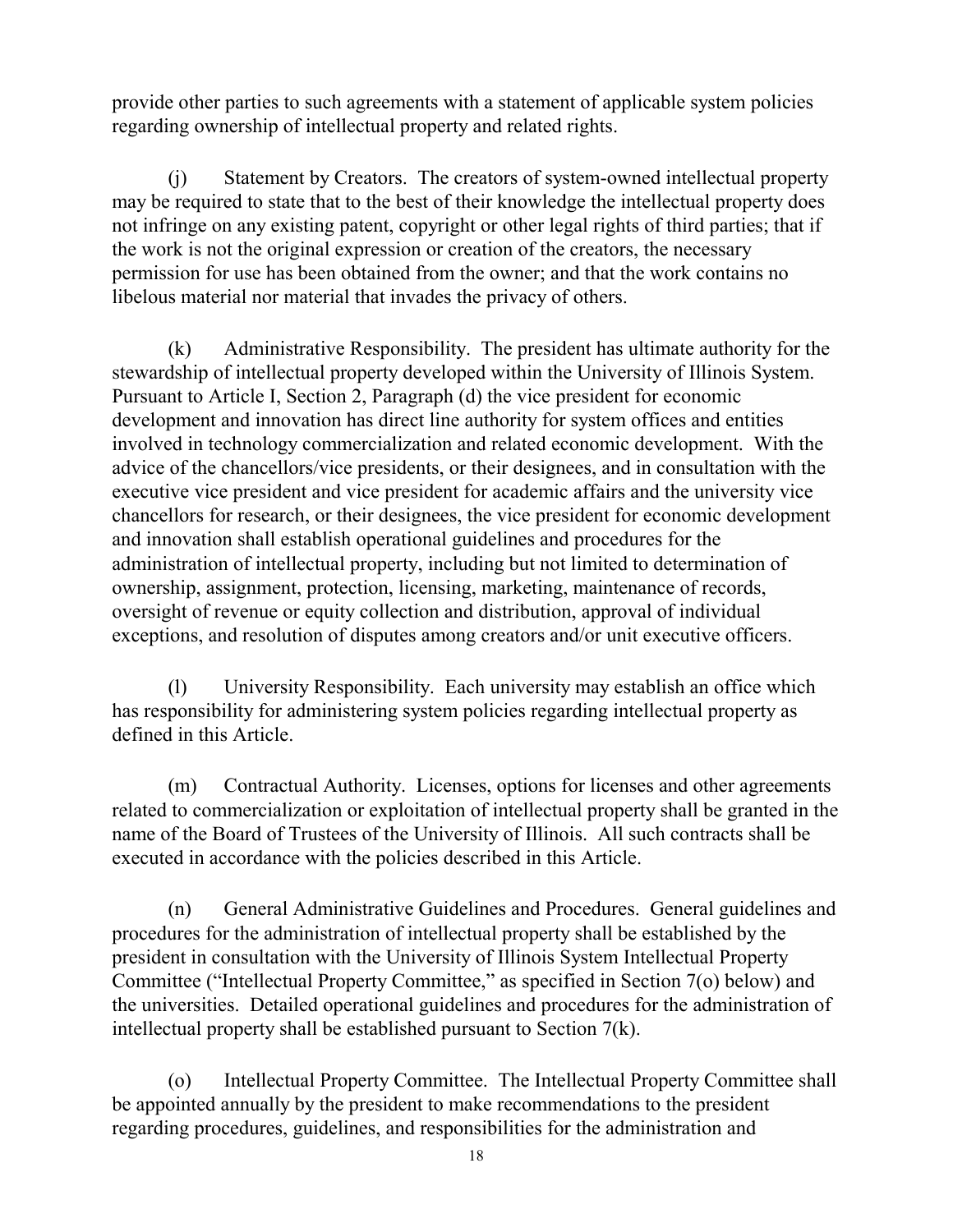provide other parties to such agreements with a statement of applicable system policies regarding ownership of intellectual property and related rights.

(j) Statement by Creators. The creators of system-owned intellectual property may be required to state that to the best of their knowledge the intellectual property does not infringe on any existing patent, copyright or other legal rights of third parties; that if the work is not the original expression or creation of the creators, the necessary permission for use has been obtained from the owner; and that the work contains no libelous material nor material that invades the privacy of others.

(k) Administrative Responsibility. The president has ultimate authority for the stewardship of intellectual property developed within the University of Illinois System. Pursuant to Article I, Section 2, Paragraph (d) the vice president for economic development and innovation has direct line authority for system offices and entities involved in technology commercialization and related economic development. With the advice of the chancellors/vice presidents, or their designees, and in consultation with the executive vice president and vice president for academic affairs and the university vice chancellors for research, or their designees, the vice president for economic development and innovation shall establish operational guidelines and procedures for the administration of intellectual property, including but not limited to determination of ownership, assignment, protection, licensing, marketing, maintenance of records, oversight of revenue or equity collection and distribution, approval of individual exceptions, and resolution of disputes among creators and/or unit executive officers.

(l) University Responsibility. Each university may establish an office which has responsibility for administering system policies regarding intellectual property as defined in this Article.

(m) Contractual Authority. Licenses, options for licenses and other agreements related to commercialization or exploitation of intellectual property shall be granted in the name of the Board of Trustees of the University of Illinois. All such contracts shall be executed in accordance with the policies described in this Article.

(n) General Administrative Guidelines and Procedures. General guidelines and procedures for the administration of intellectual property shall be established by the president in consultation with the University of Illinois System Intellectual Property Committee ("Intellectual Property Committee," as specified in Section 7(o) below) and the universities. Detailed operational guidelines and procedures for the administration of intellectual property shall be established pursuant to Section 7(k).

(o) Intellectual Property Committee. The Intellectual Property Committee shall be appointed annually by the president to make recommendations to the president regarding procedures, guidelines, and responsibilities for the administration and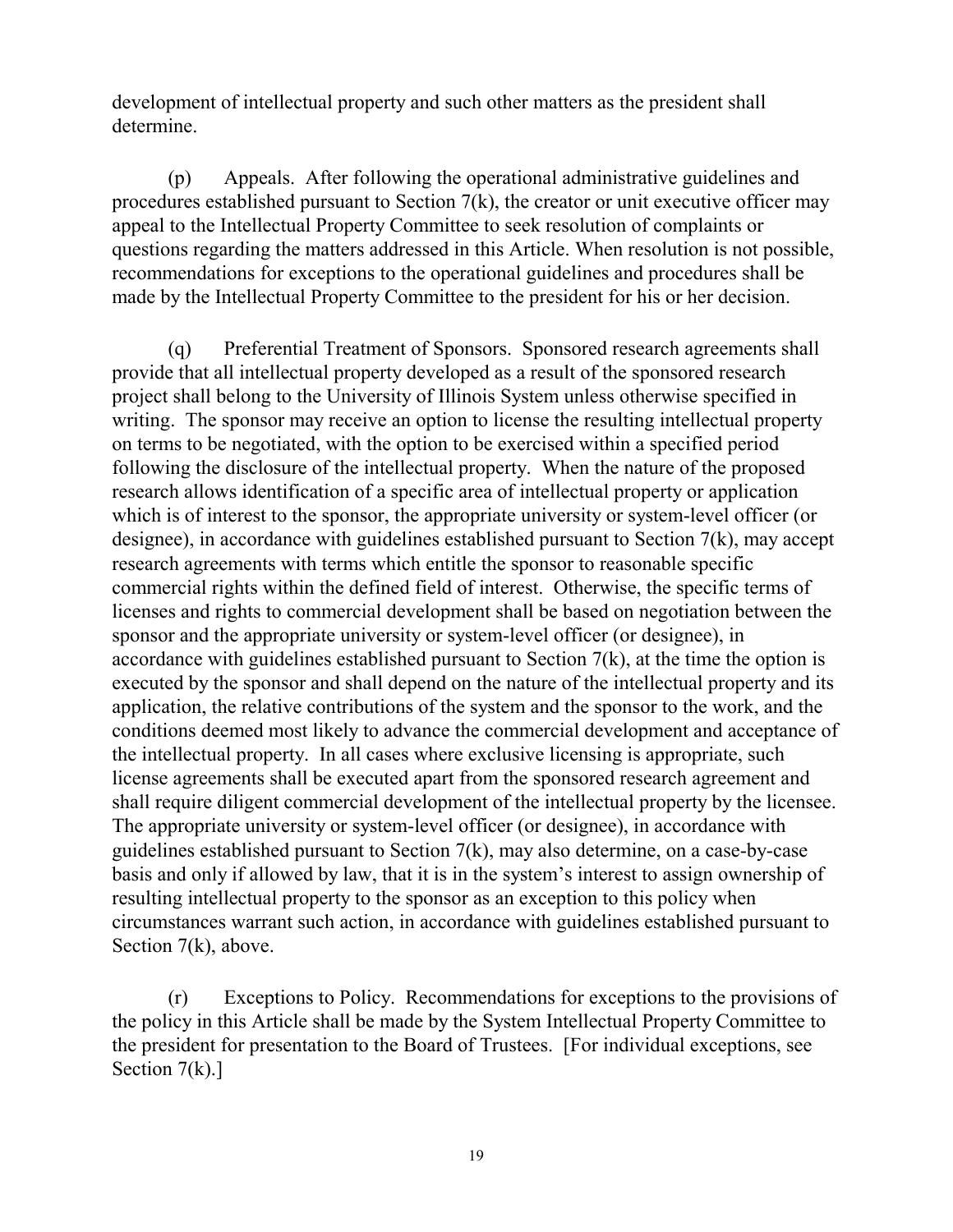development of intellectual property and such other matters as the president shall determine.

(p) Appeals. After following the operational administrative guidelines and procedures established pursuant to Section 7(k), the creator or unit executive officer may appeal to the Intellectual Property Committee to seek resolution of complaints or questions regarding the matters addressed in this Article. When resolution is not possible, recommendations for exceptions to the operational guidelines and procedures shall be made by the Intellectual Property Committee to the president for his or her decision.

(q) Preferential Treatment of Sponsors. Sponsored research agreements shall provide that all intellectual property developed as a result of the sponsored research project shall belong to the University of Illinois System unless otherwise specified in writing. The sponsor may receive an option to license the resulting intellectual property on terms to be negotiated, with the option to be exercised within a specified period following the disclosure of the intellectual property. When the nature of the proposed research allows identification of a specific area of intellectual property or application which is of interest to the sponsor, the appropriate university or system-level officer (or designee), in accordance with guidelines established pursuant to Section 7(k), may accept research agreements with terms which entitle the sponsor to reasonable specific commercial rights within the defined field of interest. Otherwise, the specific terms of licenses and rights to commercial development shall be based on negotiation between the sponsor and the appropriate university or system-level officer (or designee), in accordance with guidelines established pursuant to Section 7(k), at the time the option is executed by the sponsor and shall depend on the nature of the intellectual property and its application, the relative contributions of the system and the sponsor to the work, and the conditions deemed most likely to advance the commercial development and acceptance of the intellectual property. In all cases where exclusive licensing is appropriate, such license agreements shall be executed apart from the sponsored research agreement and shall require diligent commercial development of the intellectual property by the licensee. The appropriate university or system-level officer (or designee), in accordance with guidelines established pursuant to Section 7(k), may also determine, on a case-by-case basis and only if allowed by law, that it is in the system's interest to assign ownership of resulting intellectual property to the sponsor as an exception to this policy when circumstances warrant such action, in accordance with guidelines established pursuant to Section 7(k), above.

(r) Exceptions to Policy. Recommendations for exceptions to the provisions of the policy in this Article shall be made by the System Intellectual Property Committee to the president for presentation to the Board of Trustees. [For individual exceptions, see Section 7(k).]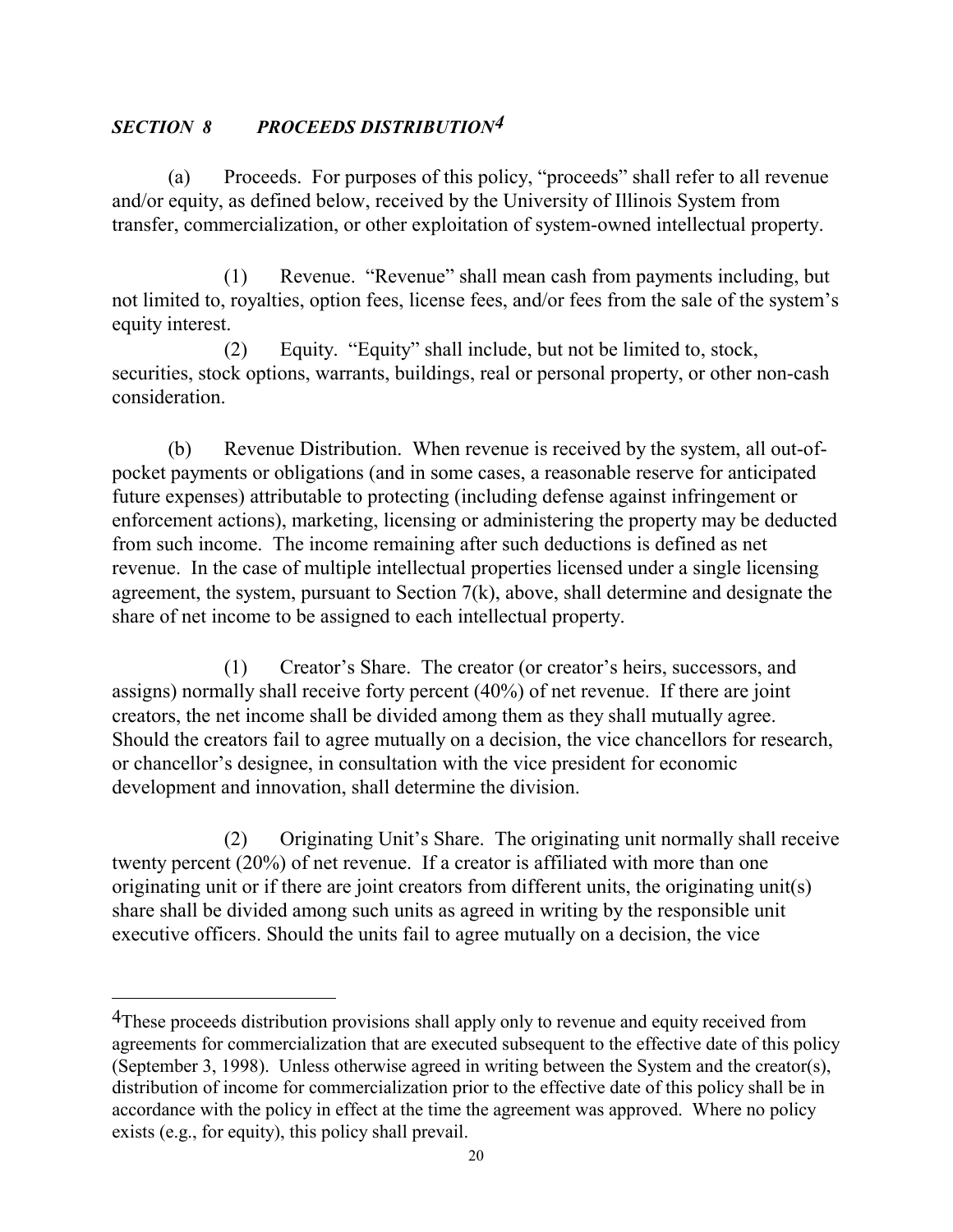### *SECTION 8 PROCEEDS DISTRIBUTION*[4]

(a) Proceeds. For purposes of this policy, "proceeds" shall refer to all revenue and/or equity, as defined below, received by the University of Illinois System from transfer, commercialization, or other exploitation of system-owned intellectual property.

(1) Revenue. "Revenue" shall mean cash from payments including, but not limited to, royalties, option fees, license fees, and/or fees from the sale of the system's equity interest.

(2) Equity. "Equity" shall include, but not be limited to, stock, securities, stock options, warrants, buildings, real or personal property, or other non-cash consideration.

(b) Revenue Distribution. When revenue is received by the system, all out-of-pocket payments or obligations (and in some cases, a reasonable reserve for anticipated future expenses) attributable to protecting (including defense against infringement or enforcement actions), marketing, licensing or administering the property may be deducted from such income. The income remaining after such deductions is defined as net revenue. In the case of multiple intellectual properties licensed under a single licensing agreement, the system, pursuant to Section 7(k), above, shall determine and designate the share of net income to be assigned to each intellectual property.

(1) Creator's Share. The creator (or creator's heirs, successors, and assigns) normally shall receive forty percent (40%) of net revenue. If there are joint creators, the net income shall be divided among them as they shall mutually agree. Should the creators fail to agree mutually on a decision, the vice chancellors for research, or chancellor's designee, in consultation with the vice president for economic development and innovation, shall determine the division.

(2) Originating Unit's Share. The originating unit normally shall receive twenty percent (20%) of net revenue. If a creator is affiliated with more than one originating unit or if there are joint creators from different units, the originating unit(s) share shall be divided among such units as agreed in writing by the responsible unit executive officers. Should the units fail to agree mutually on a decision, the vice

---

[4]These proceeds distribution provisions shall apply only to revenue and equity received from agreements for commercialization that are executed subsequent to the effective date of this policy (September 3, 1998). Unless otherwise agreed in writing between the System and the creator(s), distribution of income for commercialization prior to the effective date of this policy shall be in accordance with the policy in effect at the time the agreement was approved. Where no policy exists (e.g., for equity), this policy shall prevail.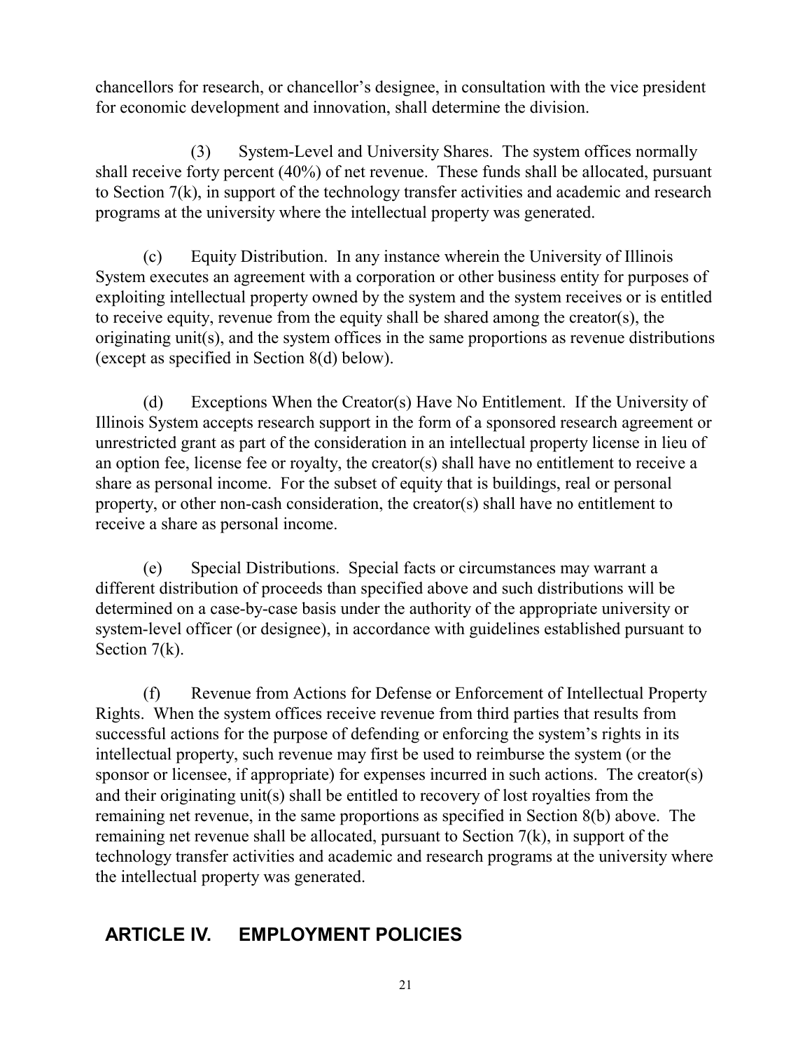chancellors for research, or chancellor's designee, in consultation with the vice president for economic development and innovation, shall determine the division.

(3) System-Level and University Shares. The system offices normally shall receive forty percent (40%) of net revenue. These funds shall be allocated, pursuant to Section 7(k), in support of the technology transfer activities and academic and research programs at the university where the intellectual property was generated.

(c) Equity Distribution. In any instance wherein the University of Illinois System executes an agreement with a corporation or other business entity for purposes of exploiting intellectual property owned by the system and the system receives or is entitled to receive equity, revenue from the equity shall be shared among the creator(s), the originating unit(s), and the system offices in the same proportions as revenue distributions (except as specified in Section 8(d) below).

(d) Exceptions When the Creator(s) Have No Entitlement. If the University of Illinois System accepts research support in the form of a sponsored research agreement or unrestricted grant as part of the consideration in an intellectual property license in lieu of an option fee, license fee or royalty, the creator(s) shall have no entitlement to receive a share as personal income. For the subset of equity that is buildings, real or personal property, or other non-cash consideration, the creator(s) shall have no entitlement to receive a share as personal income.

(e) Special Distributions. Special facts or circumstances may warrant a different distribution of proceeds than specified above and such distributions will be determined on a case-by-case basis under the authority of the appropriate university or system-level officer (or designee), in accordance with guidelines established pursuant to Section 7(k).

(f) Revenue from Actions for Defense or Enforcement of Intellectual Property Rights. When the system offices receive revenue from third parties that results from successful actions for the purpose of defending or enforcing the system's rights in its intellectual property, such revenue may first be used to reimburse the system (or the sponsor or licensee, if appropriate) for expenses incurred in such actions. The creator(s) and their originating unit(s) shall be entitled to recovery of lost royalties from the remaining net revenue, in the same proportions as specified in Section 8(b) above. The remaining net revenue shall be allocated, pursuant to Section 7(k), in support of the technology transfer activities and academic and research programs at the university where the intellectual property was generated.

## ARTICLE IV. EMPLOYMENT POLICIES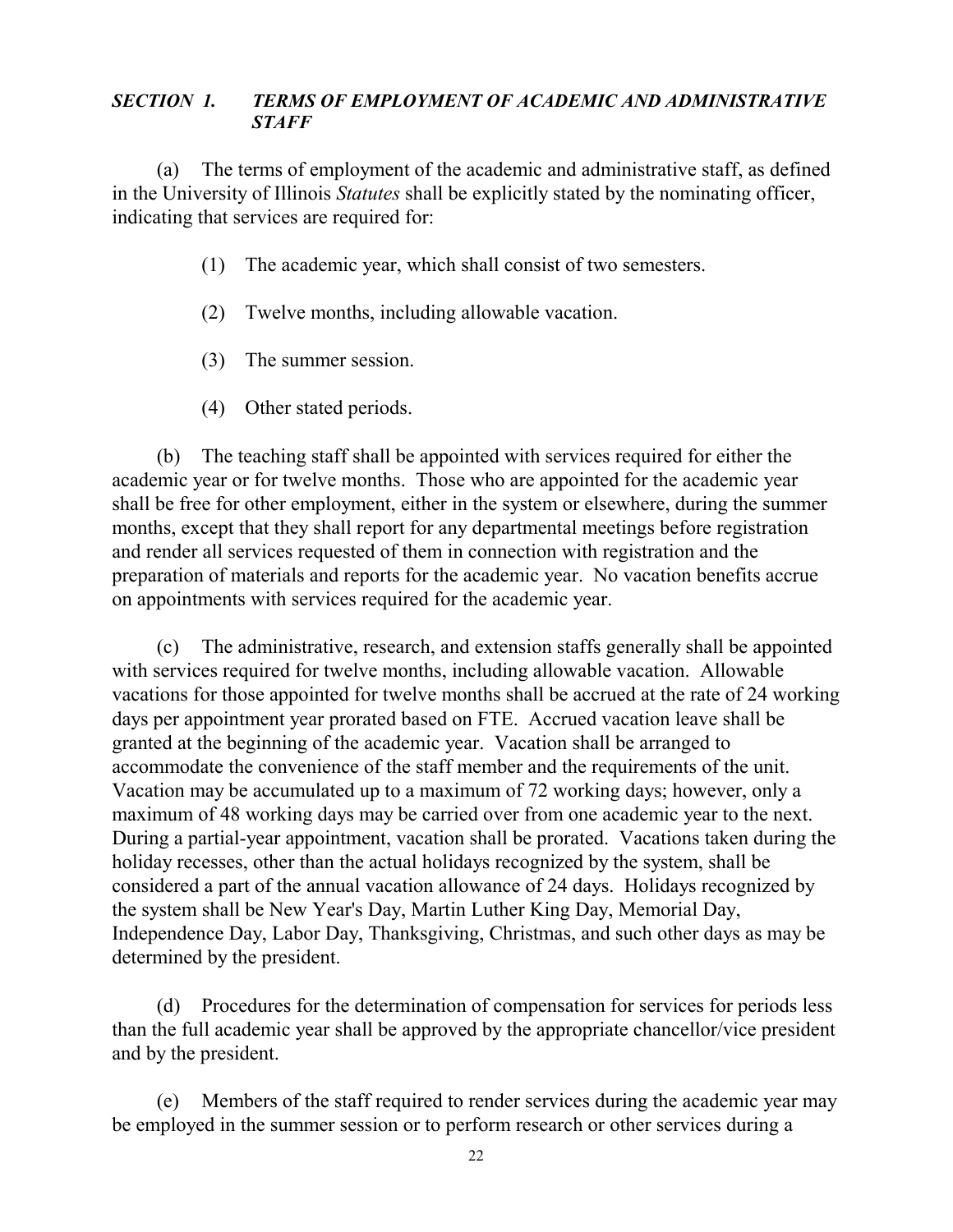### *SECTION 1. TERMS OF EMPLOYMENT OF ACADEMIC AND ADMINISTRATIVE STAFF*

(a) The terms of employment of the academic and administrative staff, as defined in the University of Illinois *Statutes* shall be explicitly stated by the nominating officer, indicating that services are required for:

(1) The academic year, which shall consist of two semesters.

(2) Twelve months, including allowable vacation.

(3) The summer session.

(4) Other stated periods.

(b) The teaching staff shall be appointed with services required for either the academic year or for twelve months. Those who are appointed for the academic year shall be free for other employment, either in the system or elsewhere, during the summer months, except that they shall report for any departmental meetings before registration and render all services requested of them in connection with registration and the preparation of materials and reports for the academic year. No vacation benefits accrue on appointments with services required for the academic year.

(c) The administrative, research, and extension staffs generally shall be appointed with services required for twelve months, including allowable vacation. Allowable vacations for those appointed for twelve months shall be accrued at the rate of 24 working days per appointment year prorated based on FTE. Accrued vacation leave shall be granted at the beginning of the academic year. Vacation shall be arranged to accommodate the convenience of the staff member and the requirements of the unit. Vacation may be accumulated up to a maximum of 72 working days; however, only a maximum of 48 working days may be carried over from one academic year to the next. During a partial-year appointment, vacation shall be prorated. Vacations taken during the holiday recesses, other than the actual holidays recognized by the system, shall be considered a part of the annual vacation allowance of 24 days. Holidays recognized by the system shall be New Year's Day, Martin Luther King Day, Memorial Day, Independence Day, Labor Day, Thanksgiving, Christmas, and such other days as may be determined by the president.

(d) Procedures for the determination of compensation for services for periods less than the full academic year shall be approved by the appropriate chancellor/vice president and by the president.

(e) Members of the staff required to render services during the academic year may be employed in the summer session or to perform research or other services during a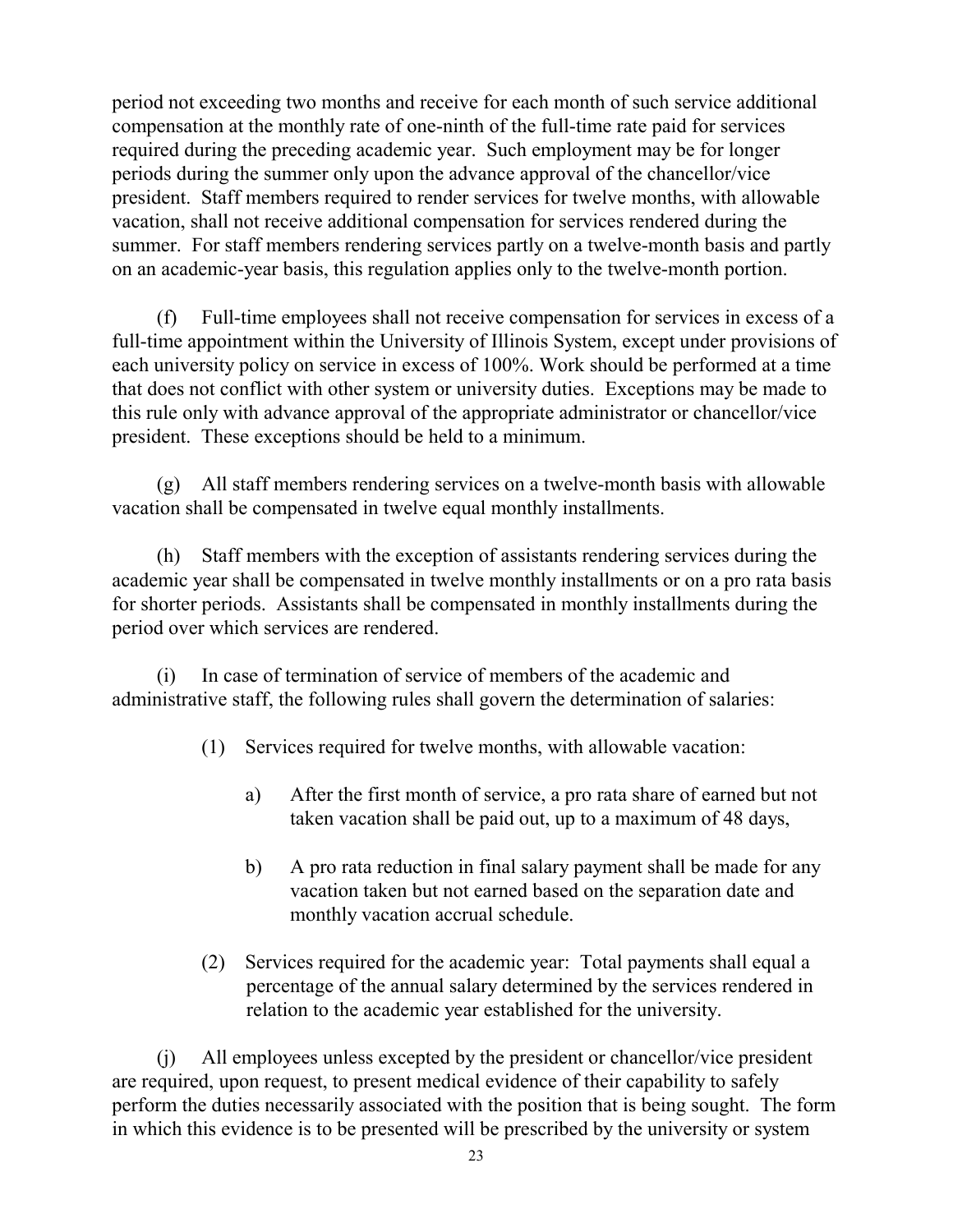period not exceeding two months and receive for each month of such service additional compensation at the monthly rate of one-ninth of the full-time rate paid for services required during the preceding academic year. Such employment may be for longer periods during the summer only upon the advance approval of the chancellor/vice president. Staff members required to render services for twelve months, with allowable vacation, shall not receive additional compensation for services rendered during the summer. For staff members rendering services partly on a twelve-month basis and partly on an academic-year basis, this regulation applies only to the twelve-month portion.

(f) Full-time employees shall not receive compensation for services in excess of a full-time appointment within the University of Illinois System, except under provisions of each university policy on service in excess of 100%. Work should be performed at a time that does not conflict with other system or university duties. Exceptions may be made to this rule only with advance approval of the appropriate administrator or chancellor/vice president. These exceptions should be held to a minimum.

(g) All staff members rendering services on a twelve-month basis with allowable vacation shall be compensated in twelve equal monthly installments.

(h) Staff members with the exception of assistants rendering services during the academic year shall be compensated in twelve monthly installments or on a pro rata basis for shorter periods. Assistants shall be compensated in monthly installments during the period over which services are rendered.

(i) In case of termination of service of members of the academic and administrative staff, the following rules shall govern the determination of salaries:

(1) Services required for twelve months, with allowable vacation:

a) After the first month of service, a pro rata share of earned but not taken vacation shall be paid out, up to a maximum of 48 days,

b) A pro rata reduction in final salary payment shall be made for any vacation taken but not earned based on the separation date and monthly vacation accrual schedule.

(2) Services required for the academic year: Total payments shall equal a percentage of the annual salary determined by the services rendered in relation to the academic year established for the university.

(j) All employees unless excepted by the president or chancellor/vice president are required, upon request, to present medical evidence of their capability to safely perform the duties necessarily associated with the position that is being sought. The form in which this evidence is to be presented will be prescribed by the university or system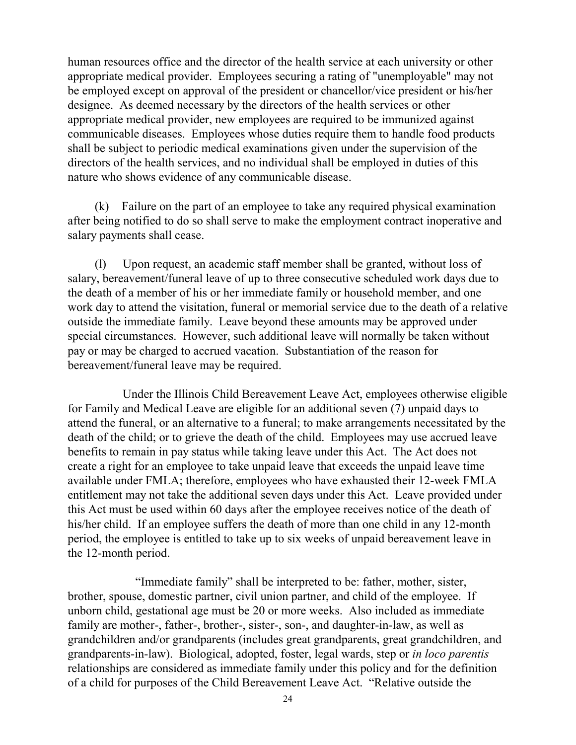human resources office and the director of the health service at each university or other appropriate medical provider. Employees securing a rating of "unemployable" may not be employed except on approval of the president or chancellor/vice president or his/her designee. As deemed necessary by the directors of the health services or other appropriate medical provider, new employees are required to be immunized against communicable diseases. Employees whose duties require them to handle food products shall be subject to periodic medical examinations given under the supervision of the directors of the health services, and no individual shall be employed in duties of this nature who shows evidence of any communicable disease.

(k) Failure on the part of an employee to take any required physical examination after being notified to do so shall serve to make the employment contract inoperative and salary payments shall cease.

(l) Upon request, an academic staff member shall be granted, without loss of salary, bereavement/funeral leave of up to three consecutive scheduled work days due to the death of a member of his or her immediate family or household member, and one work day to attend the visitation, funeral or memorial service due to the death of a relative outside the immediate family. Leave beyond these amounts may be approved under special circumstances. However, such additional leave will normally be taken without pay or may be charged to accrued vacation. Substantiation of the reason for bereavement/funeral leave may be required.

Under the Illinois Child Bereavement Leave Act, employees otherwise eligible for Family and Medical Leave are eligible for an additional seven (7) unpaid days to attend the funeral, or an alternative to a funeral; to make arrangements necessitated by the death of the child; or to grieve the death of the child. Employees may use accrued leave benefits to remain in pay status while taking leave under this Act. The Act does not create a right for an employee to take unpaid leave that exceeds the unpaid leave time available under FMLA; therefore, employees who have exhausted their 12-week FMLA entitlement may not take the additional seven days under this Act. Leave provided under this Act must be used within 60 days after the employee receives notice of the death of his/her child. If an employee suffers the death of more than one child in any 12-month period, the employee is entitled to take up to six weeks of unpaid bereavement leave in the 12-month period.

"Immediate family" shall be interpreted to be: father, mother, sister, brother, spouse, domestic partner, civil union partner, and child of the employee. If unborn child, gestational age must be 20 or more weeks. Also included as immediate family are mother-, father-, brother-, sister-, son-, and daughter-in-law, as well as grandchildren and/or grandparents (includes great grandparents, great grandchildren, and grandparents-in-law). Biological, adopted, foster, legal wards, step or *in loco parentis* relationships are considered as immediate family under this policy and for the definition of a child for purposes of the Child Bereavement Leave Act. "Relative outside the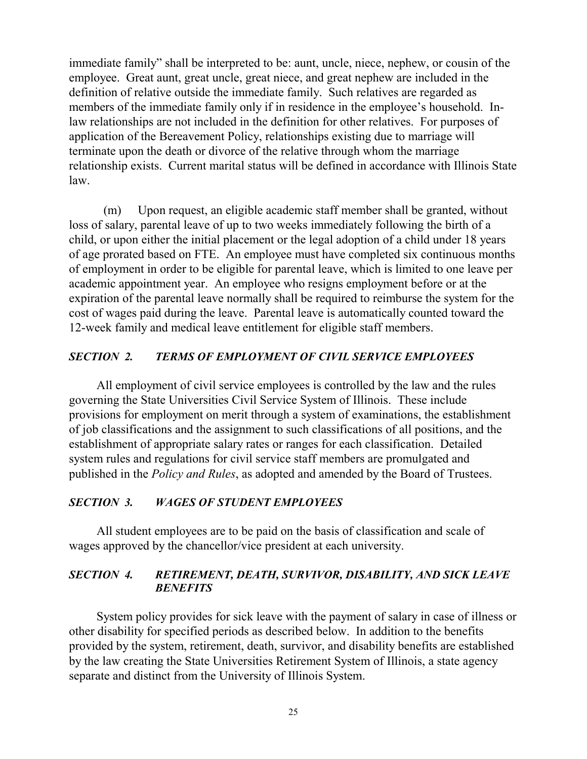immediate family" shall be interpreted to be: aunt, uncle, niece, nephew, or cousin of the employee. Great aunt, great uncle, great niece, and great nephew are included in the definition of relative outside the immediate family. Such relatives are regarded as members of the immediate family only if in residence in the employee's household. In-law relationships are not included in the definition for other relatives. For purposes of application of the Bereavement Policy, relationships existing due to marriage will terminate upon the death or divorce of the relative through whom the marriage relationship exists. Current marital status will be defined in accordance with Illinois State law.

(m) Upon request, an eligible academic staff member shall be granted, without loss of salary, parental leave of up to two weeks immediately following the birth of a child, or upon either the initial placement or the legal adoption of a child under 18 years of age prorated based on FTE. An employee must have completed six continuous months of employment in order to be eligible for parental leave, which is limited to one leave per academic appointment year. An employee who resigns employment before or at the expiration of the parental leave normally shall be required to reimburse the system for the cost of wages paid during the leave. Parental leave is automatically counted toward the 12-week family and medical leave entitlement for eligible staff members.

### *SECTION 2. TERMS OF EMPLOYMENT OF CIVIL SERVICE EMPLOYEES*

All employment of civil service employees is controlled by the law and the rules governing the State Universities Civil Service System of Illinois. These include provisions for employment on merit through a system of examinations, the establishment of job classifications and the assignment to such classifications of all positions, and the establishment of appropriate salary rates or ranges for each classification. Detailed system rules and regulations for civil service staff members are promulgated and published in the *Policy and Rules*, as adopted and amended by the Board of Trustees.

### *SECTION 3. WAGES OF STUDENT EMPLOYEES*

All student employees are to be paid on the basis of classification and scale of wages approved by the chancellor/vice president at each university.

### *SECTION 4. RETIREMENT, DEATH, SURVIVOR, DISABILITY, AND SICK LEAVE BENEFITS*

System policy provides for sick leave with the payment of salary in case of illness or other disability for specified periods as described below. In addition to the benefits provided by the system, retirement, death, survivor, and disability benefits are established by the law creating the State Universities Retirement System of Illinois, a state agency separate and distinct from the University of Illinois System.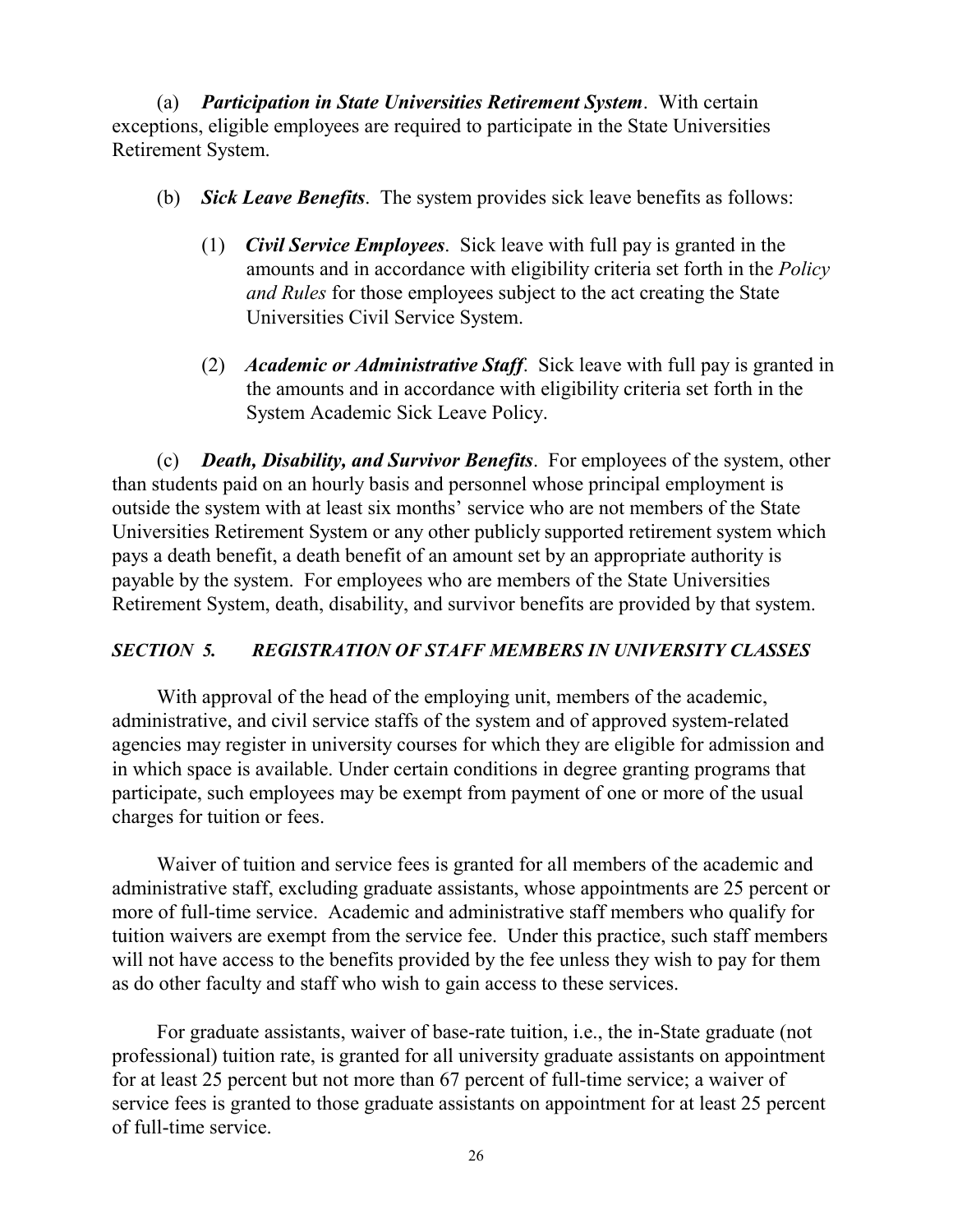(a) ***Participation in State Universities Retirement System***. With certain exceptions, eligible employees are required to participate in the State Universities Retirement System.

(b) ***Sick Leave Benefits***. The system provides sick leave benefits as follows:

(1) ***Civil Service Employees***. Sick leave with full pay is granted in the amounts and in accordance with eligibility criteria set forth in the *Policy and Rules* for those employees subject to the act creating the State Universities Civil Service System.

(2) ***Academic or Administrative Staff***. Sick leave with full pay is granted in the amounts and in accordance with eligibility criteria set forth in the System Academic Sick Leave Policy.

(c) ***Death, Disability, and Survivor Benefits***. For employees of the system, other than students paid on an hourly basis and personnel whose principal employment is outside the system with at least six months' service who are not members of the State Universities Retirement System or any other publicly supported retirement system which pays a death benefit, a death benefit of an amount set by an appropriate authority is payable by the system. For employees who are members of the State Universities Retirement System, death, disability, and survivor benefits are provided by that system.

### ***SECTION 5. REGISTRATION OF STAFF MEMBERS IN UNIVERSITY CLASSES***

With approval of the head of the employing unit, members of the academic, administrative, and civil service staffs of the system and of approved system-related agencies may register in university courses for which they are eligible for admission and in which space is available. Under certain conditions in degree granting programs that participate, such employees may be exempt from payment of one or more of the usual charges for tuition or fees.

Waiver of tuition and service fees is granted for all members of the academic and administrative staff, excluding graduate assistants, whose appointments are 25 percent or more of full-time service. Academic and administrative staff members who qualify for tuition waivers are exempt from the service fee. Under this practice, such staff members will not have access to the benefits provided by the fee unless they wish to pay for them as do other faculty and staff who wish to gain access to these services.

For graduate assistants, waiver of base-rate tuition, i.e., the in-State graduate (not professional) tuition rate, is granted for all university graduate assistants on appointment for at least 25 percent but not more than 67 percent of full-time service; a waiver of service fees is granted to those graduate assistants on appointment for at least 25 percent of full-time service.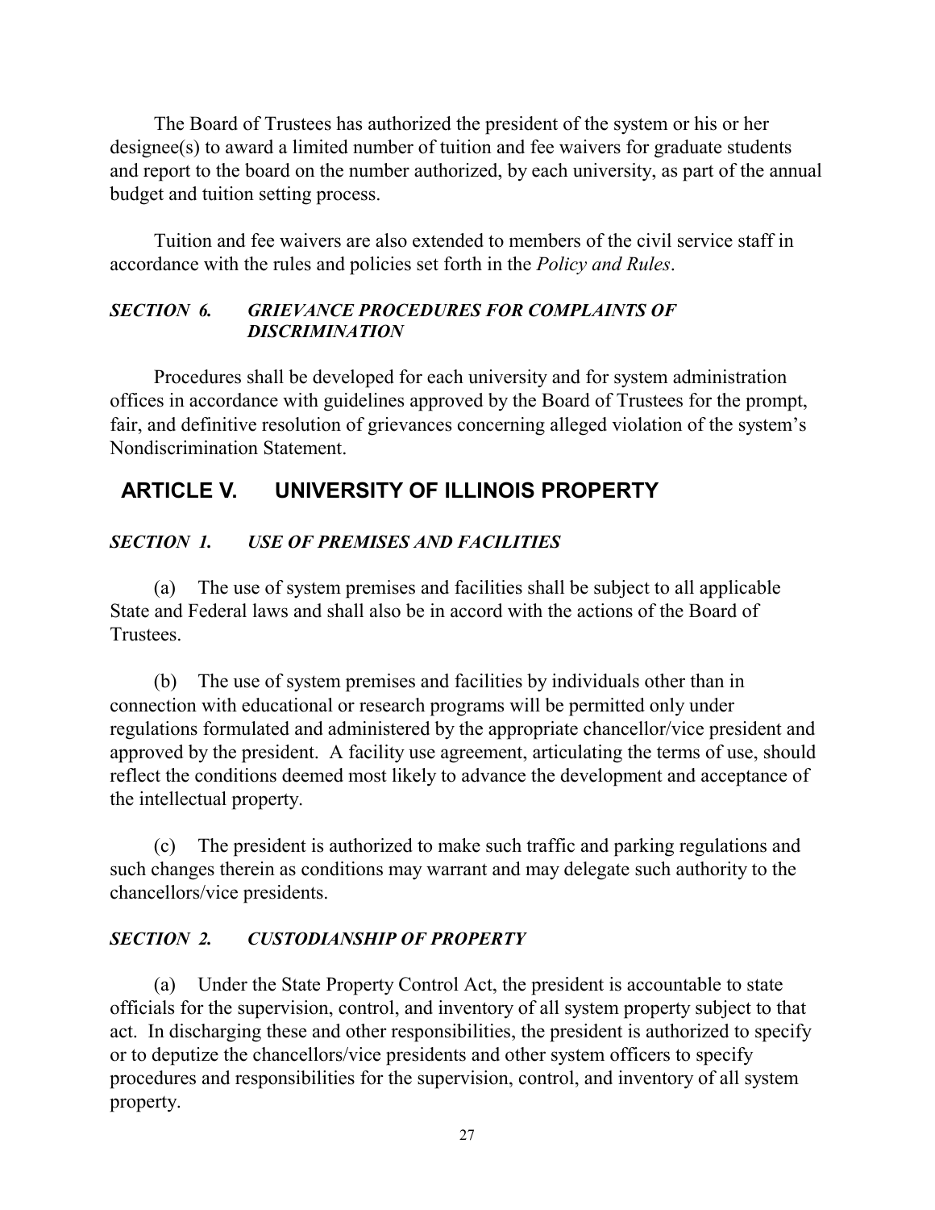The Board of Trustees has authorized the president of the system or his or her designee(s) to award a limited number of tuition and fee waivers for graduate students and report to the board on the number authorized, by each university, as part of the annual budget and tuition setting process.

Tuition and fee waivers are also extended to members of the civil service staff in accordance with the rules and policies set forth in the *Policy and Rules*.

### *SECTION 6. GRIEVANCE PROCEDURES FOR COMPLAINTS OF DISCRIMINATION*

Procedures shall be developed for each university and for system administration offices in accordance with guidelines approved by the Board of Trustees for the prompt, fair, and definitive resolution of grievances concerning alleged violation of the system's Nondiscrimination Statement.

## ARTICLE V. UNIVERSITY OF ILLINOIS PROPERTY

### *SECTION 1. USE OF PREMISES AND FACILITIES*

(a) The use of system premises and facilities shall be subject to all applicable State and Federal laws and shall also be in accord with the actions of the Board of Trustees.

(b) The use of system premises and facilities by individuals other than in connection with educational or research programs will be permitted only under regulations formulated and administered by the appropriate chancellor/vice president and approved by the president. A facility use agreement, articulating the terms of use, should reflect the conditions deemed most likely to advance the development and acceptance of the intellectual property.

(c) The president is authorized to make such traffic and parking regulations and such changes therein as conditions may warrant and may delegate such authority to the chancellors/vice presidents.

### *SECTION 2. CUSTODIANSHIP OF PROPERTY*

(a) Under the State Property Control Act, the president is accountable to state officials for the supervision, control, and inventory of all system property subject to that act. In discharging these and other responsibilities, the president is authorized to specify or to deputize the chancellors/vice presidents and other system officers to specify procedures and responsibilities for the supervision, control, and inventory of all system property.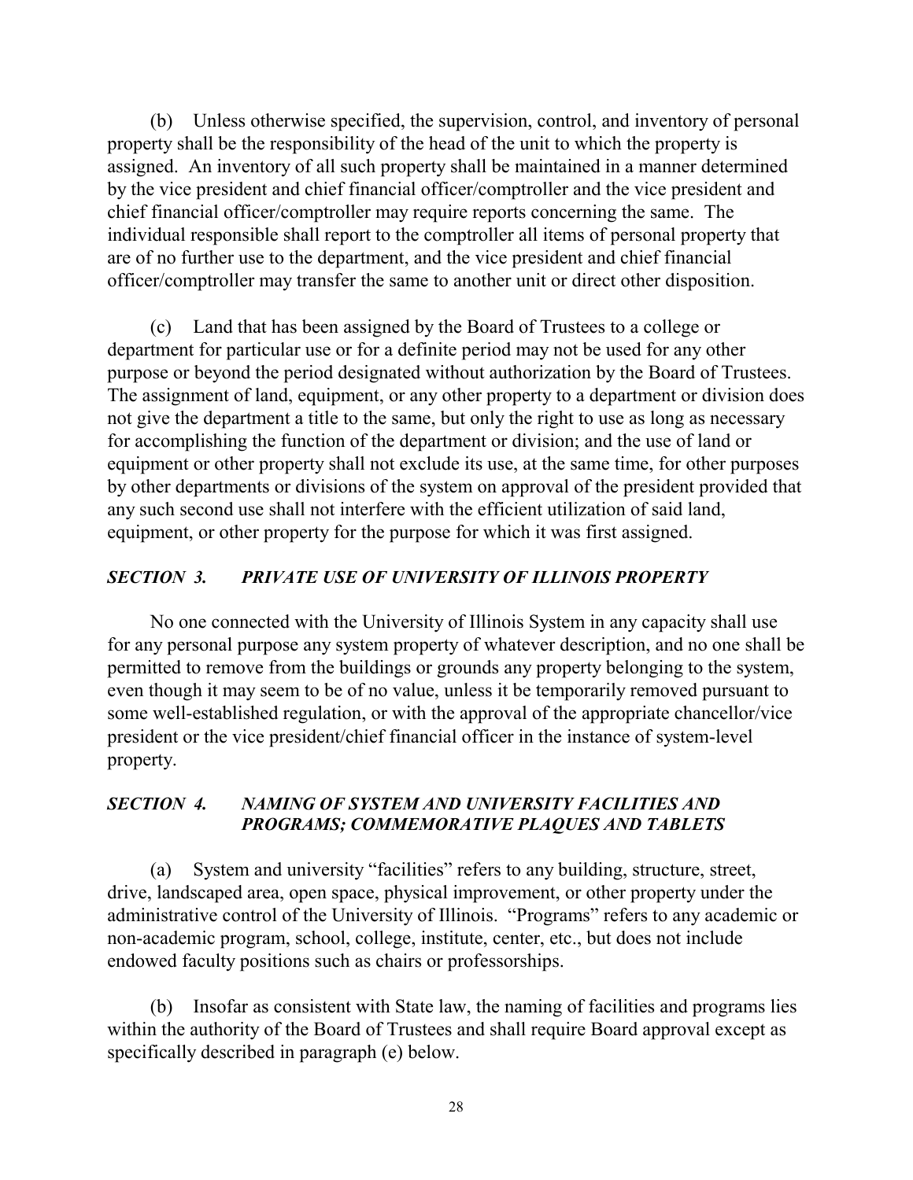(b) Unless otherwise specified, the supervision, control, and inventory of personal property shall be the responsibility of the head of the unit to which the property is assigned. An inventory of all such property shall be maintained in a manner determined by the vice president and chief financial officer/comptroller and the vice president and chief financial officer/comptroller may require reports concerning the same. The individual responsible shall report to the comptroller all items of personal property that are of no further use to the department, and the vice president and chief financial officer/comptroller may transfer the same to another unit or direct other disposition.

(c) Land that has been assigned by the Board of Trustees to a college or department for particular use or for a definite period may not be used for any other purpose or beyond the period designated without authorization by the Board of Trustees. The assignment of land, equipment, or any other property to a department or division does not give the department a title to the same, but only the right to use as long as necessary for accomplishing the function of the department or division; and the use of land or equipment or other property shall not exclude its use, at the same time, for other purposes by other departments or divisions of the system on approval of the president provided that any such second use shall not interfere with the efficient utilization of said land, equipment, or other property for the purpose for which it was first assigned.

### *SECTION 3. PRIVATE USE OF UNIVERSITY OF ILLINOIS PROPERTY*

No one connected with the University of Illinois System in any capacity shall use for any personal purpose any system property of whatever description, and no one shall be permitted to remove from the buildings or grounds any property belonging to the system, even though it may seem to be of no value, unless it be temporarily removed pursuant to some well-established regulation, or with the approval of the appropriate chancellor/vice president or the vice president/chief financial officer in the instance of system-level property.

### *SECTION 4. NAMING OF SYSTEM AND UNIVERSITY FACILITIES AND PROGRAMS; COMMEMORATIVE PLAQUES AND TABLETS*

(a) System and university "facilities" refers to any building, structure, street, drive, landscaped area, open space, physical improvement, or other property under the administrative control of the University of Illinois. "Programs" refers to any academic or non-academic program, school, college, institute, center, etc., but does not include endowed faculty positions such as chairs or professorships.

(b) Insofar as consistent with State law, the naming of facilities and programs lies within the authority of the Board of Trustees and shall require Board approval except as specifically described in paragraph (e) below.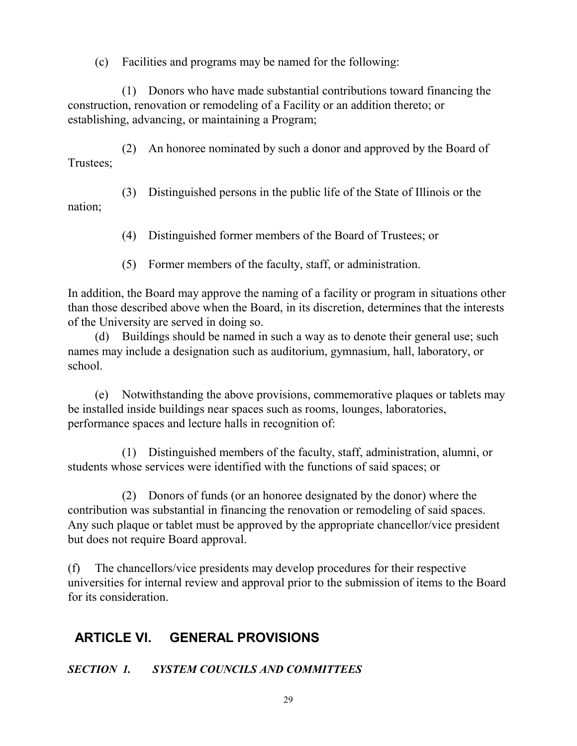(c) Facilities and programs may be named for the following:

(1) Donors who have made substantial contributions toward financing the construction, renovation or remodeling of a Facility or an addition thereto; or establishing, advancing, or maintaining a Program;

(2) An honoree nominated by such a donor and approved by the Board of Trustees;

(3) Distinguished persons in the public life of the State of Illinois or the nation;

(4) Distinguished former members of the Board of Trustees; or

(5) Former members of the faculty, staff, or administration.

In addition, the Board may approve the naming of a facility or program in situations other than those described above when the Board, in its discretion, determines that the interests of the University are served in doing so.

(d) Buildings should be named in such a way as to denote their general use; such names may include a designation such as auditorium, gymnasium, hall, laboratory, or school.

(e) Notwithstanding the above provisions, commemorative plaques or tablets may be installed inside buildings near spaces such as rooms, lounges, laboratories, performance spaces and lecture halls in recognition of:

(1) Distinguished members of the faculty, staff, administration, alumni, or students whose services were identified with the functions of said spaces; or

(2) Donors of funds (or an honoree designated by the donor) where the contribution was substantial in financing the renovation or remodeling of said spaces. Any such plaque or tablet must be approved by the appropriate chancellor/vice president but does not require Board approval.

(f) The chancellors/vice presidents may develop procedures for their respective universities for internal review and approval prior to the submission of items to the Board for its consideration.

## ARTICLE VI. GENERAL PROVISIONS

### *SECTION 1. SYSTEM COUNCILS AND COMMITTEES*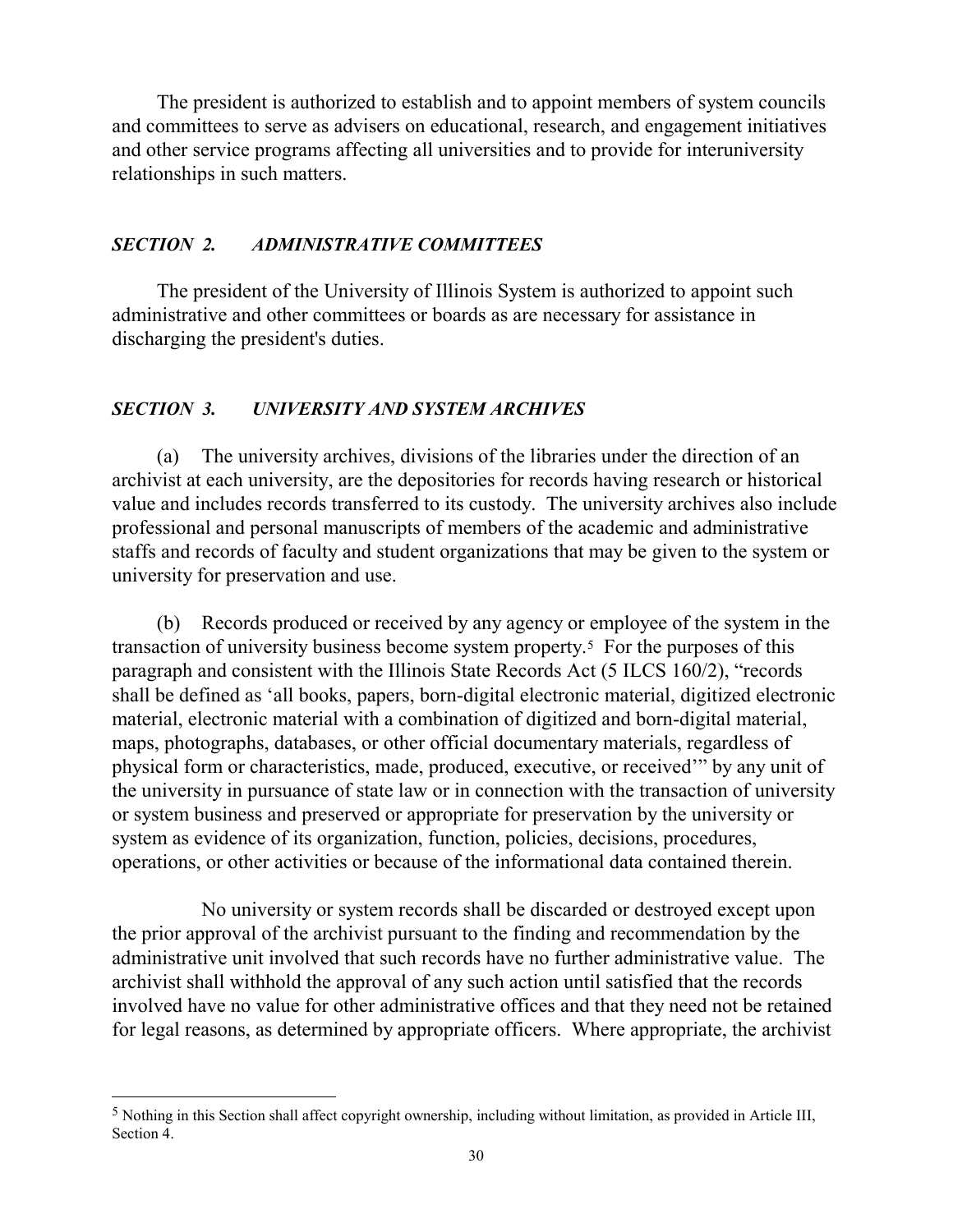The president is authorized to establish and to appoint members of system councils and committees to serve as advisers on educational, research, and engagement initiatives and other service programs affecting all universities and to provide for interuniversity relationships in such matters.

### *SECTION 2. ADMINISTRATIVE COMMITTEES*

The president of the University of Illinois System is authorized to appoint such administrative and other committees or boards as are necessary for assistance in discharging the president's duties.

### *SECTION 3. UNIVERSITY AND SYSTEM ARCHIVES*

(a) The university archives, divisions of the libraries under the direction of an archivist at each university, are the depositories for records having research or historical value and includes records transferred to its custody. The university archives also include professional and personal manuscripts of members of the academic and administrative staffs and records of faculty and student organizations that may be given to the system or university for preservation and use.

(b) Records produced or received by any agency or employee of the system in the transaction of university business become system property.[5] For the purposes of this paragraph and consistent with the Illinois State Records Act (5 ILCS 160/2), "records shall be defined as 'all books, papers, born-digital electronic material, digitized electronic material, electronic material with a combination of digitized and born-digital material, maps, photographs, databases, or other official documentary materials, regardless of physical form or characteristics, made, produced, executive, or received'" by any unit of the university in pursuance of state law or in connection with the transaction of university or system business and preserved or appropriate for preservation by the university or system as evidence of its organization, function, policies, decisions, procedures, operations, or other activities or because of the informational data contained therein.

No university or system records shall be discarded or destroyed except upon the prior approval of the archivist pursuant to the finding and recommendation by the administrative unit involved that such records have no further administrative value. The archivist shall withhold the approval of any such action until satisfied that the records involved have no value for other administrative offices and that they need not be retained for legal reasons, as determined by appropriate officers. Where appropriate, the archivist

---

[5] Nothing in this Section shall affect copyright ownership, including without limitation, as provided in Article III, Section 4.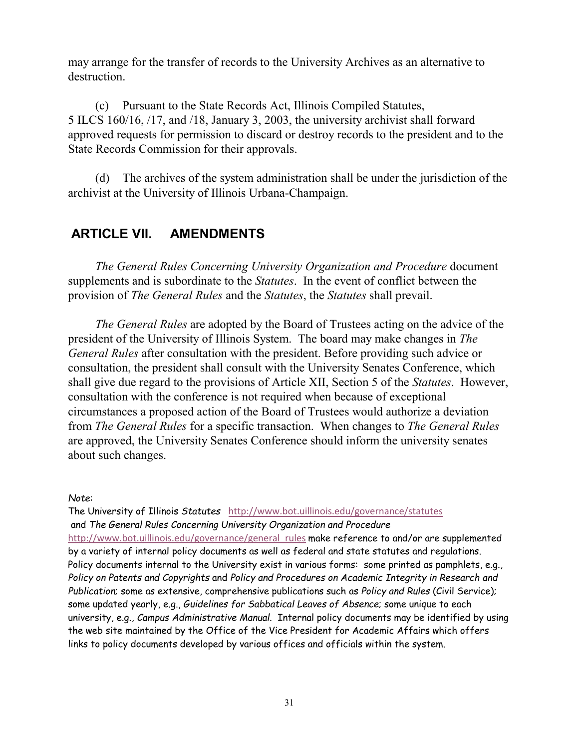may arrange for the transfer of records to the University Archives as an alternative to destruction.

(c) Pursuant to the State Records Act, Illinois Compiled Statutes, 5 ILCS 160/16, /17, and /18, January 3, 2003, the university archivist shall forward approved requests for permission to discard or destroy records to the president and to the State Records Commission for their approvals.

(d) The archives of the system administration shall be under the jurisdiction of the archivist at the University of Illinois Urbana-Champaign.

## ARTICLE VII. AMENDMENTS

*The General Rules Concerning University Organization and Procedure* document supplements and is subordinate to the *Statutes*. In the event of conflict between the provision of *The General Rules* and the *Statutes*, the *Statutes* shall prevail.

*The General Rules* are adopted by the Board of Trustees acting on the advice of the president of the University of Illinois System. The board may make changes in *The General Rules* after consultation with the president. Before providing such advice or consultation, the president shall consult with the University Senates Conference, which shall give due regard to the provisions of Article XII, Section 5 of the *Statutes*. However, consultation with the conference is not required when because of exceptional circumstances a proposed action of the Board of Trustees would authorize a deviation from *The General Rules* for a specific transaction. When changes to *The General Rules* are approved, the University Senates Conference should inform the university senates about such changes.

*Note*:
The University of Illinois *Statutes* http://www.bot.uillinois.edu/governance/statutes and *The General Rules Concerning University Organization and Procedure* http://www.bot.uillinois.edu/governance/general_rules make reference to and/or are supplemented by a variety of internal policy documents as well as federal and state statutes and regulations. Policy documents internal to the University exist in various forms: some printed as pamphlets, e.g., *Policy on Patents and Copyrights* and *Policy and Procedures on Academic Integrity in Research and Publication*; some as extensive, comprehensive publications such as *Policy and Rules* (Civil Service); some updated yearly, e.g., *Guidelines for Sabbatical Leaves of Absence*; some unique to each university, e.g., *Campus Administrative Manual*. Internal policy documents may be identified by using the web site maintained by the Office of the Vice President for Academic Affairs which offers links to policy documents developed by various offices and officials within the system.